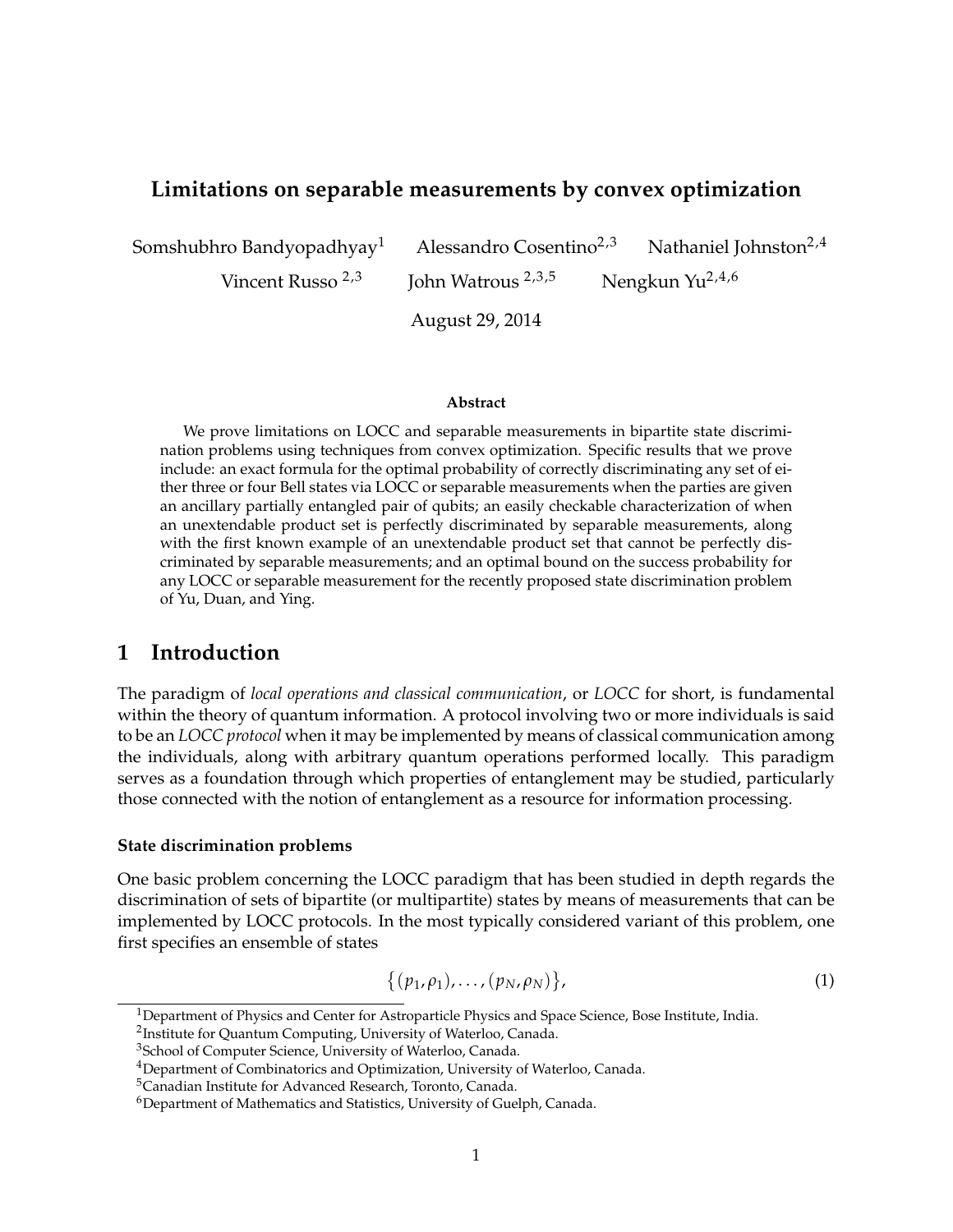# Limitations on separable measurements by convex optimization

Somshubhro Bandyopadhyay[1] Alessandro Cosentino[2,3] Nathaniel Johnston[2,4]

Vincent Russo[2,3] John Watrous[2,3,5] Nengkun Yu[2,4,6]

August 29, 2014

**Abstract**

We prove limitations on LOCC and separable measurements in bipartite state discrimination problems using techniques from convex optimization. Specific results that we prove include: an exact formula for the optimal probability of correctly discriminating any set of either three or four Bell states via LOCC or separable measurements when the parties are given an ancillary partially entangled pair of qubits; an easily checkable characterization of when an unextendable product set is perfectly discriminated by separable measurements, along with the first known example of an unextendable product set that cannot be perfectly discriminated by separable measurements; and an optimal bound on the success probability for any LOCC or separable measurement for the recently proposed state discrimination problem of Yu, Duan, and Ying.

## 1 Introduction

The paradigm of *local operations and classical communication*, or *LOCC* for short, is fundamental within the theory of quantum information. A protocol involving two or more individuals is said to be an *LOCC protocol* when it may be implemented by means of classical communication among the individuals, along with arbitrary quantum operations performed locally. This paradigm serves as a foundation through which properties of entanglement may be studied, particularly those connected with the notion of entanglement as a resource for information processing.

### State discrimination problems

One basic problem concerning the LOCC paradigm that has been studied in depth regards the discrimination of sets of bipartite (or multipartite) states by means of measurements that can be implemented by LOCC protocols. In the most typically considered variant of this problem, one first specifies an ensemble of states

$$\{(p_1, \rho_1), \ldots, (p_N, \rho_N)\}, \tag{1}$$

[1]Department of Physics and Center for Astroparticle Physics and Space Science, Bose Institute, India.

[2]Institute for Quantum Computing, University of Waterloo, Canada.

[3]School of Computer Science, University of Waterloo, Canada.

[4]Department of Combinatorics and Optimization, University of Waterloo, Canada.

[5]Canadian Institute for Advanced Research, Toronto, Canada.

[6]Department of Mathematics and Statistics, University of Guelph, Canada.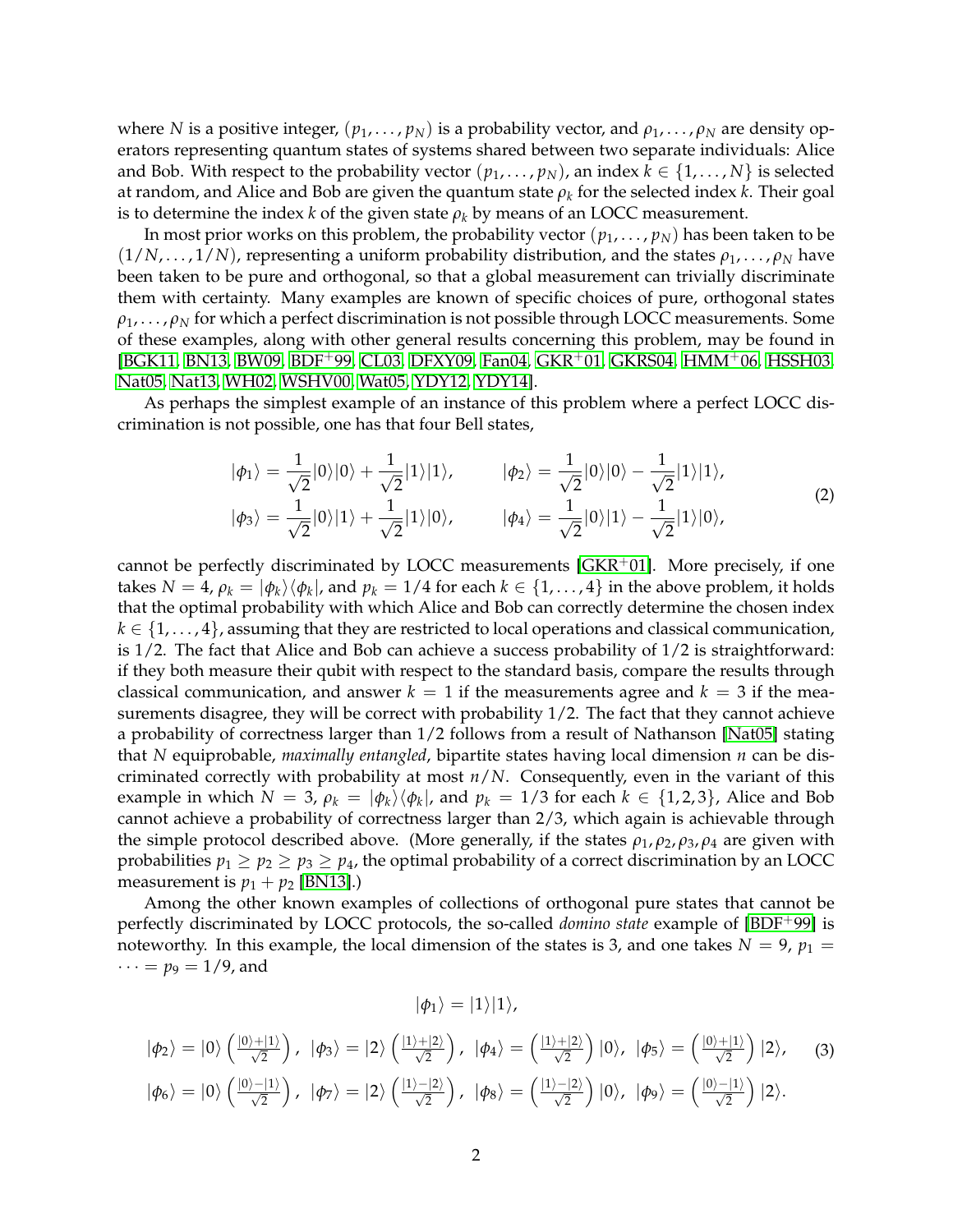where $N$ is a positive integer, $(p_1, \ldots, p_N)$ is a probability vector, and $\rho_1, \ldots, \rho_N$ are density operators representing quantum states of systems shared between two separate individuals: Alice and Bob. With respect to the probability vector $(p_1, \ldots, p_N)$, an index $k \in \{1, \ldots, N\}$ is selected at random, and Alice and Bob are given the quantum state $\rho_k$ for the selected index $k$. Their goal is to determine the index $k$ of the given state $\rho_k$ by means of an LOCC measurement.

In most prior works on this problem, the probability vector $(p_1, \ldots, p_N)$ has been taken to be $(1/N, \ldots, 1/N)$, representing a uniform probability distribution, and the states $\rho_1, \ldots, \rho_N$ have been taken to be pure and orthogonal, so that a global measurement can trivially discriminate them with certainty. Many examples are known of specific choices of pure, orthogonal states $\rho_1, \ldots, \rho_N$ for which a perfect discrimination is not possible through LOCC measurements. Some of these examples, along with other general results concerning this problem, may be found in [BGK11, BN13, BW09, BDF+99, CL03, DFXY09, Fan04, GKR+01, GKRS04, HMM+06, HSSH03, Nat05, Nat13, WH02, WSHV00, Wat05, YDY12, YDY14].

As perhaps the simplest example of an instance of this problem where a perfect LOCC discrimination is not possible, one has that four Bell states,

$$
\begin{aligned}
|\phi_1\rangle &= \frac{1}{\sqrt{2}}|0\rangle|0\rangle + \frac{1}{\sqrt{2}}|1\rangle|1\rangle, \qquad & |\phi_2\rangle &= \frac{1}{\sqrt{2}}|0\rangle|0\rangle - \frac{1}{\sqrt{2}}|1\rangle|1\rangle, \\
|\phi_3\rangle &= \frac{1}{\sqrt{2}}|0\rangle|1\rangle + \frac{1}{\sqrt{2}}|1\rangle|0\rangle, \qquad & |\phi_4\rangle &= \frac{1}{\sqrt{2}}|0\rangle|1\rangle - \frac{1}{\sqrt{2}}|1\rangle|0\rangle,
\end{aligned}
\tag{2}
$$

cannot be perfectly discriminated by LOCC measurements [GKR+01]. More precisely, if one takes $N = 4$, $\rho_k = |\phi_k\rangle\langle\phi_k|$, and $p_k = 1/4$ for each $k \in \{1, \ldots, 4\}$ in the above problem, it holds that the optimal probability with which Alice and Bob can correctly determine the chosen index $k \in \{1, \ldots, 4\}$, assuming that they are restricted to local operations and classical communication, is $1/2$. The fact that Alice and Bob can achieve a success probability of $1/2$ is straightforward: if they both measure their qubit with respect to the standard basis, compare the results through classical communication, and answer $k = 1$ if the measurements agree and $k = 3$ if the measurements disagree, they will be correct with probability $1/2$. The fact that they cannot achieve a probability of correctness larger than $1/2$ follows from a result of Nathanson [Nat05] stating that $N$ equiprobable, *maximally entangled*, bipartite states having local dimension $n$ can be discriminated correctly with probability at most $n/N$. Consequently, even in the variant of this example in which $N = 3$, $\rho_k = |\phi_k\rangle\langle\phi_k|$, and $p_k = 1/3$ for each $k \in \{1, 2, 3\}$, Alice and Bob cannot achieve a probability of correctness larger than $2/3$, which again is achievable through the simple protocol described above. (More generally, if the states $\rho_1, \rho_2, \rho_3, \rho_4$ are given with probabilities $p_1 \geq p_2 \geq p_3 \geq p_4$, the optimal probability of a correct discrimination by an LOCC measurement is $p_1 + p_2$ [BN13].)

Among the other known examples of collections of orthogonal pure states that cannot be perfectly discriminated by LOCC protocols, the so-called *domino state* example of [BDF+99] is noteworthy. In this example, the local dimension of the states is 3, and one takes $N = 9$, $p_1 = \cdots = p_9 = 1/9$, and

$$
|\phi_1\rangle = |1\rangle|1\rangle,
$$

$$
|\phi_2\rangle = |0\rangle\left(\tfrac{|0\rangle+|1\rangle}{\sqrt{2}}\right),\ |\phi_3\rangle = |2\rangle\left(\tfrac{|1\rangle+|2\rangle}{\sqrt{2}}\right),\ |\phi_4\rangle = \left(\tfrac{|1\rangle+|2\rangle}{\sqrt{2}}\right)|0\rangle,\ |\phi_5\rangle = \left(\tfrac{|0\rangle+|1\rangle}{\sqrt{2}}\right)|2\rangle, \tag{3}
$$

$$
|\phi_6\rangle = |0\rangle\left(\tfrac{|0\rangle-|1\rangle}{\sqrt{2}}\right),\ |\phi_7\rangle = |2\rangle\left(\tfrac{|1\rangle-|2\rangle}{\sqrt{2}}\right),\ |\phi_8\rangle = \left(\tfrac{|1\rangle-|2\rangle}{\sqrt{2}}\right)|0\rangle,\ |\phi_9\rangle = \left(\tfrac{|0\rangle-|1\rangle}{\sqrt{2}}\right)|2\rangle.
$$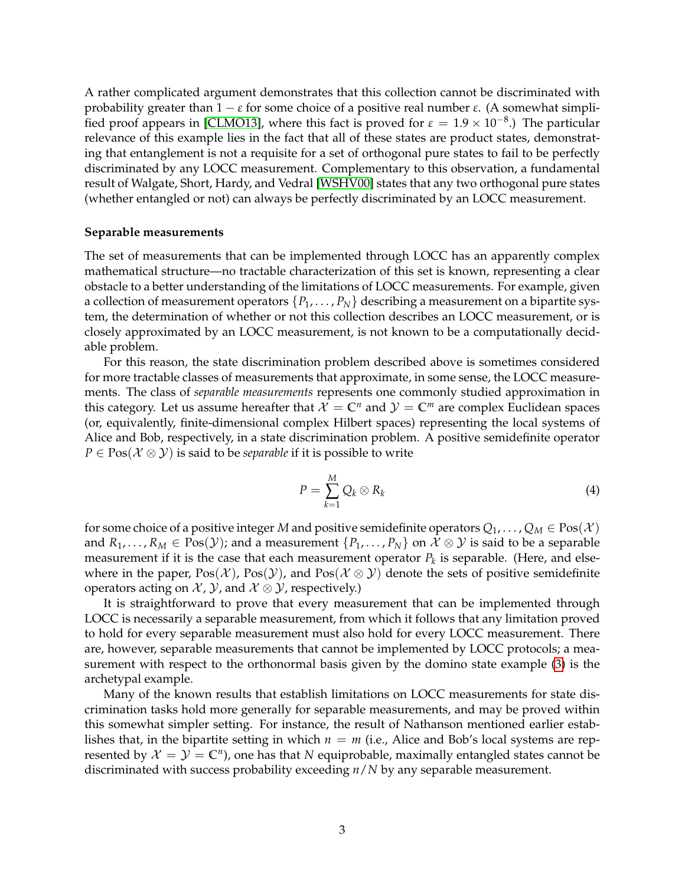A rather complicated argument demonstrates that this collection cannot be discriminated with probability greater than $1 - \varepsilon$ for some choice of a positive real number $\varepsilon$. (A somewhat simplified proof appears in [CLMO13], where this fact is proved for $\varepsilon = 1.9 \times 10^{-8}$.) The particular relevance of this example lies in the fact that all of these states are product states, demonstrating that entanglement is not a requisite for a set of orthogonal pure states to fail to be perfectly discriminated by any LOCC measurement. Complementary to this observation, a fundamental result of Walgate, Short, Hardy, and Vedral [WSHV00] states that any two orthogonal pure states (whether entangled or not) can always be perfectly discriminated by an LOCC measurement.

**Separable measurements**

The set of measurements that can be implemented through LOCC has an apparently complex mathematical structure—no tractable characterization of this set is known, representing a clear obstacle to a better understanding of the limitations of LOCC measurements. For example, given a collection of measurement operators $\{P_1, \ldots, P_N\}$ describing a measurement on a bipartite system, the determination of whether or not this collection describes an LOCC measurement, or is closely approximated by an LOCC measurement, is not known to be a computationally decidable problem.

For this reason, the state discrimination problem described above is sometimes considered for more tractable classes of measurements that approximate, in some sense, the LOCC measurements. The class of *separable measurements* represents one commonly studied approximation in this category. Let us assume hereafter that $\mathcal{X} = \mathbb{C}^n$ and $\mathcal{Y} = \mathbb{C}^m$ are complex Euclidean spaces (or, equivalently, finite-dimensional complex Hilbert spaces) representing the local systems of Alice and Bob, respectively, in a state discrimination problem. A positive semidefinite operator $P \in \text{Pos}(\mathcal{X} \otimes \mathcal{Y})$ is said to be *separable* if it is possible to write

$$P = \sum_{k=1}^{M} Q_k \otimes R_k \tag{4}$$

for some choice of a positive integer $M$ and positive semidefinite operators $Q_1, \ldots, Q_M \in \text{Pos}(\mathcal{X})$ and $R_1, \ldots, R_M \in \text{Pos}(\mathcal{Y})$; and a measurement $\{P_1, \ldots, P_N\}$ on $\mathcal{X} \otimes \mathcal{Y}$ is said to be a separable measurement if it is the case that each measurement operator $P_k$ is separable. (Here, and elsewhere in the paper, $\text{Pos}(\mathcal{X})$, $\text{Pos}(\mathcal{Y})$, and $\text{Pos}(\mathcal{X} \otimes \mathcal{Y})$ denote the sets of positive semidefinite operators acting on $\mathcal{X}$, $\mathcal{Y}$, and $\mathcal{X} \otimes \mathcal{Y}$, respectively.)

It is straightforward to prove that every measurement that can be implemented through LOCC is necessarily a separable measurement, from which it follows that any limitation proved to hold for every separable measurement must also hold for every LOCC measurement. There are, however, separable measurements that cannot be implemented by LOCC protocols; a measurement with respect to the orthonormal basis given by the domino state example (3) is the archetypal example.

Many of the known results that establish limitations on LOCC measurements for state discrimination tasks hold more generally for separable measurements, and may be proved within this somewhat simpler setting. For instance, the result of Nathanson mentioned earlier establishes that, in the bipartite setting in which $n = m$ (i.e., Alice and Bob's local systems are represented by $\mathcal{X} = \mathcal{Y} = \mathbb{C}^n$), one has that $N$ equiprobable, maximally entangled states cannot be discriminated with success probability exceeding $n/N$ by any separable measurement.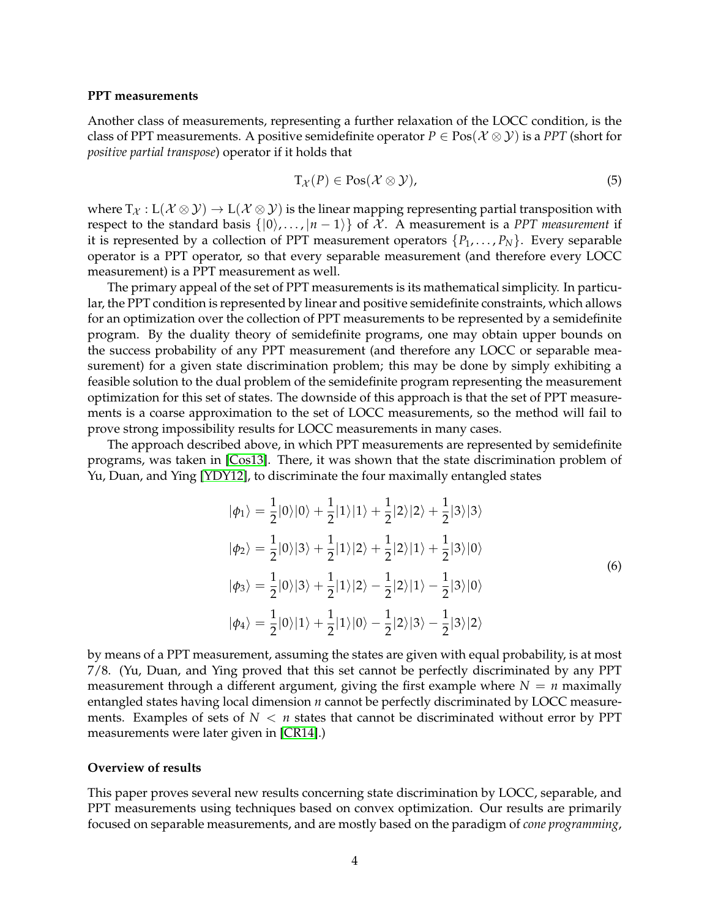**PPT measurements**

Another class of measurements, representing a further relaxation of the LOCC condition, is the class of PPT measurements. A positive semidefinite operator $P \in \mathrm{Pos}(\mathcal{X} \otimes \mathcal{Y})$ is a *PPT* (short for *positive partial transpose*) operator if it holds that

$$\mathrm{T}_{\mathcal{X}}(P) \in \mathrm{Pos}(\mathcal{X} \otimes \mathcal{Y}), \tag{5}$$

where $\mathrm{T}_{\mathcal{X}} : \mathrm{L}(\mathcal{X} \otimes \mathcal{Y}) \to \mathrm{L}(\mathcal{X} \otimes \mathcal{Y})$ is the linear mapping representing partial transposition with respect to the standard basis $\{|0\rangle, \ldots, |n-1\rangle\}$ of $\mathcal{X}$. A measurement is a *PPT measurement* if it is represented by a collection of PPT measurement operators $\{P_1, \ldots, P_N\}$. Every separable operator is a PPT operator, so that every separable measurement (and therefore every LOCC measurement) is a PPT measurement as well.

The primary appeal of the set of PPT measurements is its mathematical simplicity. In particular, the PPT condition is represented by linear and positive semidefinite constraints, which allows for an optimization over the collection of PPT measurements to be represented by a semidefinite program. By the duality theory of semidefinite programs, one may obtain upper bounds on the success probability of any PPT measurement (and therefore any LOCC or separable measurement) for a given state discrimination problem; this may be done by simply exhibiting a feasible solution to the dual problem of the semidefinite program representing the measurement optimization for this set of states. The downside of this approach is that the set of PPT measurements is a coarse approximation to the set of LOCC measurements, so the method will fail to prove strong impossibility results for LOCC measurements in many cases.

The approach described above, in which PPT measurements are represented by semidefinite programs, was taken in [Cos13]. There, it was shown that the state discrimination problem of Yu, Duan, and Ying [YDY12], to discriminate the four maximally entangled states

$$\begin{aligned}
|\phi_1\rangle &= \frac{1}{2}|0\rangle|0\rangle + \frac{1}{2}|1\rangle|1\rangle + \frac{1}{2}|2\rangle|2\rangle + \frac{1}{2}|3\rangle|3\rangle \\
|\phi_2\rangle &= \frac{1}{2}|0\rangle|3\rangle + \frac{1}{2}|1\rangle|2\rangle + \frac{1}{2}|2\rangle|1\rangle + \frac{1}{2}|3\rangle|0\rangle \\
|\phi_3\rangle &= \frac{1}{2}|0\rangle|3\rangle + \frac{1}{2}|1\rangle|2\rangle - \frac{1}{2}|2\rangle|1\rangle - \frac{1}{2}|3\rangle|0\rangle \\
|\phi_4\rangle &= \frac{1}{2}|0\rangle|1\rangle + \frac{1}{2}|1\rangle|0\rangle - \frac{1}{2}|2\rangle|3\rangle - \frac{1}{2}|3\rangle|2\rangle
\end{aligned} \tag{6}$$

by means of a PPT measurement, assuming the states are given with equal probability, is at most 7/8. (Yu, Duan, and Ying proved that this set cannot be perfectly discriminated by any PPT measurement through a different argument, giving the first example where $N = n$ maximally entangled states having local dimension $n$ cannot be perfectly discriminated by LOCC measurements. Examples of sets of $N < n$ states that cannot be discriminated without error by PPT measurements were later given in [CR14].)

**Overview of results**

This paper proves several new results concerning state discrimination by LOCC, separable, and PPT measurements using techniques based on convex optimization. Our results are primarily focused on separable measurements, and are mostly based on the paradigm of *cone programming*,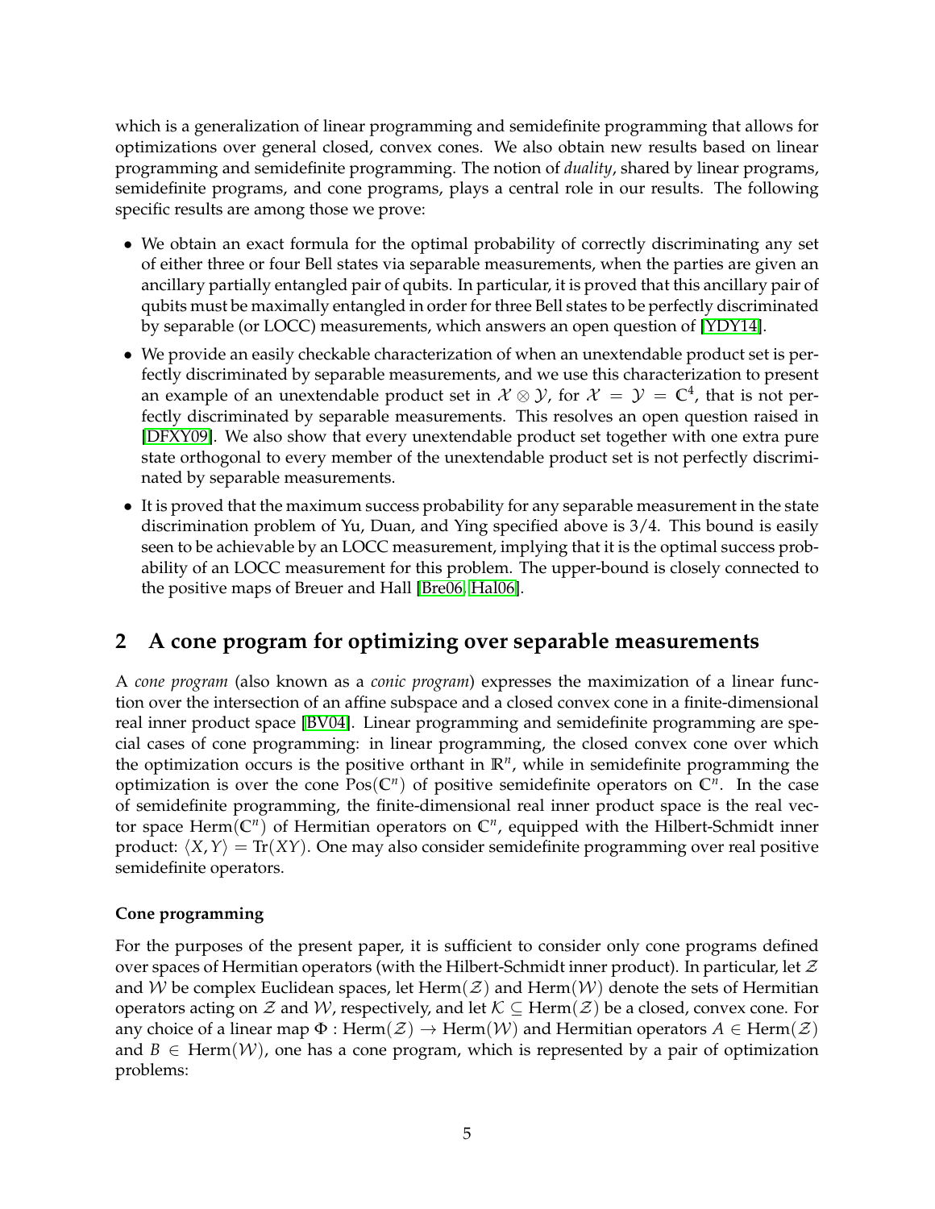which is a generalization of linear programming and semidefinite programming that allows for optimizations over general closed, convex cones. We also obtain new results based on linear programming and semidefinite programming. The notion of *duality*, shared by linear programs, semidefinite programs, and cone programs, plays a central role in our results. The following specific results are among those we prove:

- We obtain an exact formula for the optimal probability of correctly discriminating any set of either three or four Bell states via separable measurements, when the parties are given an ancillary partially entangled pair of qubits. In particular, it is proved that this ancillary pair of qubits must be maximally entangled in order for three Bell states to be perfectly discriminated by separable (or LOCC) measurements, which answers an open question of [YDY14].
- We provide an easily checkable characterization of when an unextendable product set is perfectly discriminated by separable measurements, and we use this characterization to present an example of an unextendable product set in $\mathcal{X} \otimes \mathcal{Y}$, for $\mathcal{X} = \mathcal{Y} = \mathbb{C}^4$, that is not perfectly discriminated by separable measurements. This resolves an open question raised in [DFXY09]. We also show that every unextendable product set together with one extra pure state orthogonal to every member of the unextendable product set is not perfectly discriminated by separable measurements.
- It is proved that the maximum success probability for any separable measurement in the state discrimination problem of Yu, Duan, and Ying specified above is $3/4$. This bound is easily seen to be achievable by an LOCC measurement, implying that it is the optimal success probability of an LOCC measurement for this problem. The upper-bound is closely connected to the positive maps of Breuer and Hall [Bre06, Hal06].

## 2 A cone program for optimizing over separable measurements

A *cone program* (also known as a *conic program*) expresses the maximization of a linear function over the intersection of an affine subspace and a closed convex cone in a finite-dimensional real inner product space [BV04]. Linear programming and semidefinite programming are special cases of cone programming: in linear programming, the closed convex cone over which the optimization occurs is the positive orthant in $\mathbb{R}^n$, while in semidefinite programming the optimization is over the cone $\mathrm{Pos}(\mathbb{C}^n)$ of positive semidefinite operators on $\mathbb{C}^n$. In the case of semidefinite programming, the finite-dimensional real inner product space is the real vector space $\mathrm{Herm}(\mathbb{C}^n)$ of Hermitian operators on $\mathbb{C}^n$, equipped with the Hilbert-Schmidt inner product: $\langle X, Y \rangle = \mathrm{Tr}(XY)$. One may also consider semidefinite programming over real positive semidefinite operators.

#### Cone programming

For the purposes of the present paper, it is sufficient to consider only cone programs defined over spaces of Hermitian operators (with the Hilbert-Schmidt inner product). In particular, let $\mathcal{Z}$ and $\mathcal{W}$ be complex Euclidean spaces, let $\mathrm{Herm}(\mathcal{Z})$ and $\mathrm{Herm}(\mathcal{W})$ denote the sets of Hermitian operators acting on $\mathcal{Z}$ and $\mathcal{W}$, respectively, and let $\mathcal{K} \subseteq \mathrm{Herm}(\mathcal{Z})$ be a closed, convex cone. For any choice of a linear map $\Phi : \mathrm{Herm}(\mathcal{Z}) \rightarrow \mathrm{Herm}(\mathcal{W})$ and Hermitian operators $A \in \mathrm{Herm}(\mathcal{Z})$ and $B \in \mathrm{Herm}(\mathcal{W})$, one has a cone program, which is represented by a pair of optimization problems: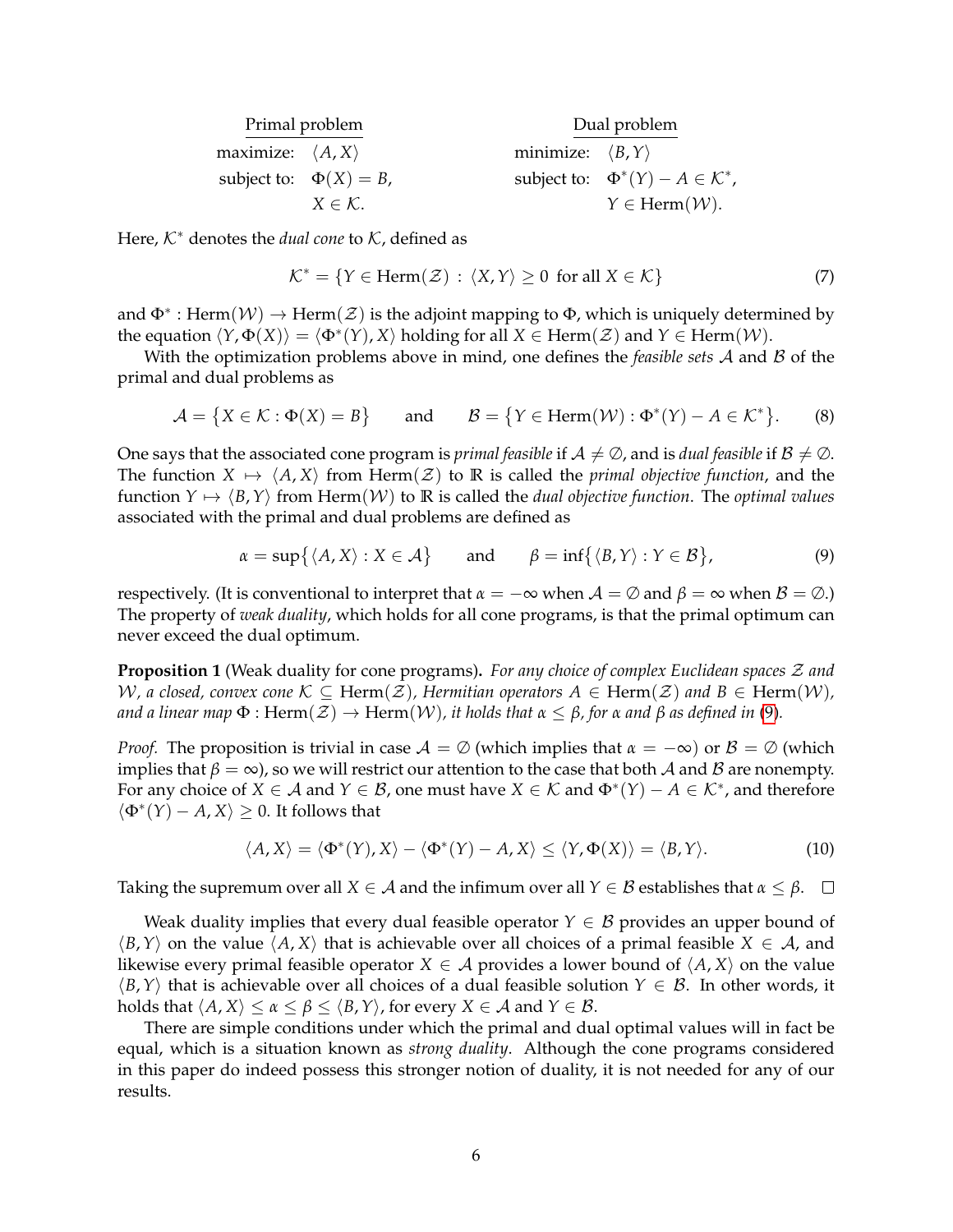| Primal problem | | Dual problem | |
|---|---|---|---|
| maximize: | $\langle A, X \rangle$ | minimize: | $\langle B, Y \rangle$ |
| subject to: | $\Phi(X) = B,$ | subject to: | $\Phi^*(Y) - A \in \mathcal{K}^*,$ |
| | $X \in \mathcal{K}.$ | | $Y \in \mathrm{Herm}(\mathcal{W}).$ |

Here, $\mathcal{K}^*$ denotes the *dual cone* to $\mathcal{K}$, defined as

$$\mathcal{K}^* = \{Y \in \mathrm{Herm}(\mathcal{Z}) \,:\, \langle X, Y \rangle \geq 0 \text{ for all } X \in \mathcal{K}\} \tag{7}$$

and $\Phi^* : \mathrm{Herm}(\mathcal{W}) \rightarrow \mathrm{Herm}(\mathcal{Z})$ is the adjoint mapping to $\Phi$, which is uniquely determined by the equation $\langle Y, \Phi(X) \rangle = \langle \Phi^*(Y), X \rangle$ holding for all $X \in \mathrm{Herm}(\mathcal{Z})$ and $Y \in \mathrm{Herm}(\mathcal{W})$.

With the optimization problems above in mind, one defines the *feasible sets* $\mathcal{A}$ and $\mathcal{B}$ of the primal and dual problems as

$$\mathcal{A} = \big\{X \in \mathcal{K} : \Phi(X) = B\big\} \qquad \text{and} \qquad \mathcal{B} = \big\{Y \in \mathrm{Herm}(\mathcal{W}) : \Phi^*(Y) - A \in \mathcal{K}^*\big\}. \tag{8}$$

One says that the associated cone program is *primal feasible* if $\mathcal{A} \neq \emptyset$, and is *dual feasible* if $\mathcal{B} \neq \emptyset$. The function $X \mapsto \langle A, X \rangle$ from $\mathrm{Herm}(\mathcal{Z})$ to $\mathbb{R}$ is called the *primal objective function*, and the function $Y \mapsto \langle B, Y \rangle$ from $\mathrm{Herm}(\mathcal{W})$ to $\mathbb{R}$ is called the *dual objective function*. The *optimal values* associated with the primal and dual problems are defined as

$$\alpha = \sup\big\{\langle A, X \rangle : X \in \mathcal{A}\big\} \qquad \text{and} \qquad \beta = \inf\big\{\langle B, Y \rangle : Y \in \mathcal{B}\big\}, \tag{9}$$

respectively. (It is conventional to interpret that $\alpha = -\infty$ when $\mathcal{A} = \emptyset$ and $\beta = \infty$ when $\mathcal{B} = \emptyset$.) The property of *weak duality*, which holds for all cone programs, is that the primal optimum can never exceed the dual optimum.

**Proposition 1** (Weak duality for cone programs)**.** *For any choice of complex Euclidean spaces $\mathcal{Z}$ and $\mathcal{W}$, a closed, convex cone $\mathcal{K} \subseteq \mathrm{Herm}(\mathcal{Z})$, Hermitian operators $A \in \mathrm{Herm}(\mathcal{Z})$ and $B \in \mathrm{Herm}(\mathcal{W})$, and a linear map $\Phi : \mathrm{Herm}(\mathcal{Z}) \rightarrow \mathrm{Herm}(\mathcal{W})$, it holds that $\alpha \leq \beta$, for $\alpha$ and $\beta$ as defined in (9).*

*Proof.* The proposition is trivial in case $\mathcal{A} = \emptyset$ (which implies that $\alpha = -\infty$) or $\mathcal{B} = \emptyset$ (which implies that $\beta = \infty$), so we will restrict our attention to the case that both $\mathcal{A}$ and $\mathcal{B}$ are nonempty. For any choice of $X \in \mathcal{A}$ and $Y \in \mathcal{B}$, one must have $X \in \mathcal{K}$ and $\Phi^*(Y) - A \in \mathcal{K}^*$, and therefore $\langle \Phi^*(Y) - A, X \rangle \geq 0$. It follows that

$$\langle A, X \rangle = \langle \Phi^*(Y), X \rangle - \langle \Phi^*(Y) - A, X \rangle \leq \langle Y, \Phi(X) \rangle = \langle B, Y \rangle. \tag{10}$$

Taking the supremum over all $X \in \mathcal{A}$ and the infimum over all $Y \in \mathcal{B}$ establishes that $\alpha \leq \beta$. $\square$

Weak duality implies that every dual feasible operator $Y \in \mathcal{B}$ provides an upper bound of $\langle B, Y \rangle$ on the value $\langle A, X \rangle$ that is achievable over all choices of a primal feasible $X \in \mathcal{A}$, and likewise every primal feasible operator $X \in \mathcal{A}$ provides a lower bound of $\langle A, X \rangle$ on the value $\langle B, Y \rangle$ that is achievable over all choices of a dual feasible solution $Y \in \mathcal{B}$. In other words, it holds that $\langle A, X \rangle \leq \alpha \leq \beta \leq \langle B, Y \rangle$, for every $X \in \mathcal{A}$ and $Y \in \mathcal{B}$.

There are simple conditions under which the primal and dual optimal values will in fact be equal, which is a situation known as *strong duality*. Although the cone programs considered in this paper do indeed possess this stronger notion of duality, it is not needed for any of our results.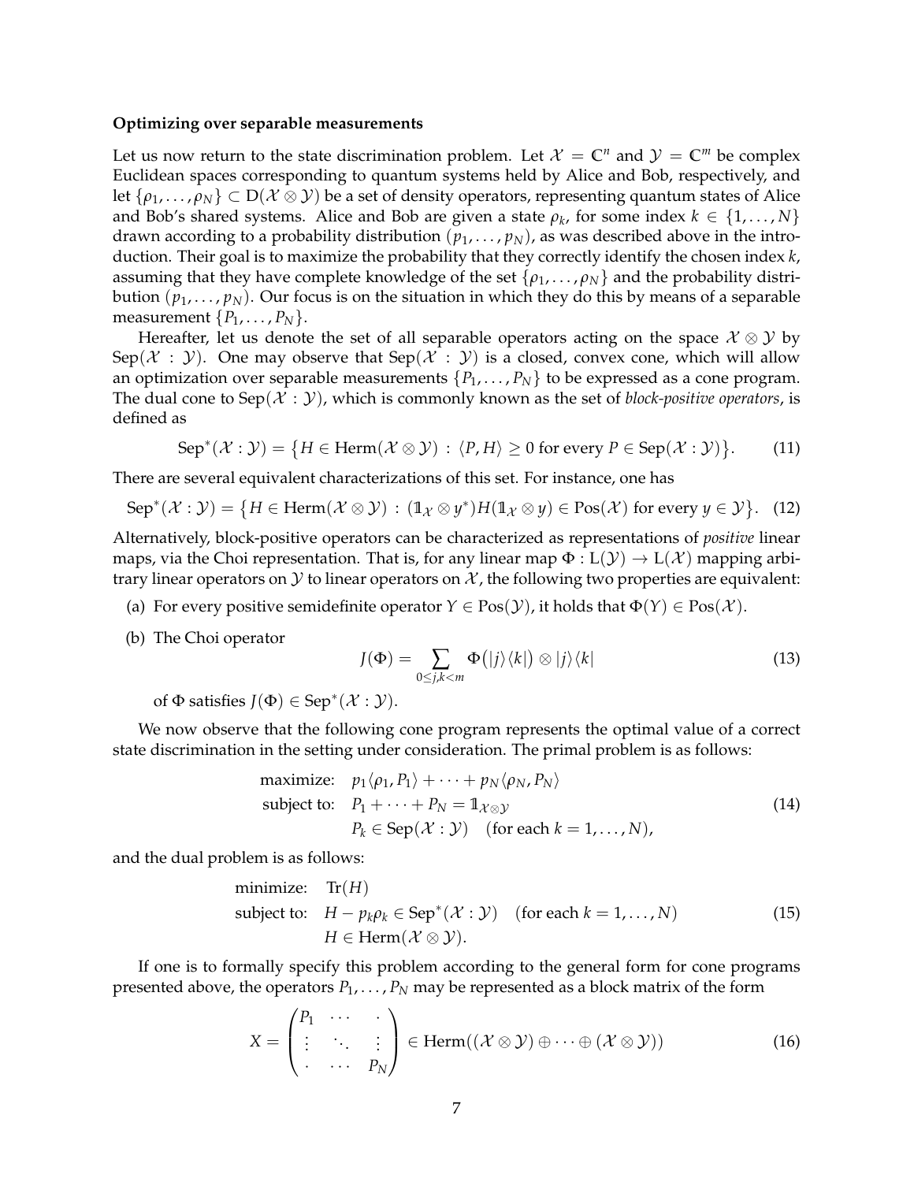**Optimizing over separable measurements**

Let us now return to the state discrimination problem. Let $\mathcal{X} = \mathbb{C}^n$ and $\mathcal{Y} = \mathbb{C}^m$ be complex Euclidean spaces corresponding to quantum systems held by Alice and Bob, respectively, and let $\{\rho_1, \ldots, \rho_N\} \subset \mathrm{D}(\mathcal{X} \otimes \mathcal{Y})$ be a set of density operators, representing quantum states of Alice and Bob's shared systems. Alice and Bob are given a state $\rho_k$, for some index $k \in \{1, \ldots, N\}$ drawn according to a probability distribution $(p_1, \ldots, p_N)$, as was described above in the introduction. Their goal is to maximize the probability that they correctly identify the chosen index $k$, assuming that they have complete knowledge of the set $\{\rho_1, \ldots, \rho_N\}$ and the probability distribution $(p_1, \ldots, p_N)$. Our focus is on the situation in which they do this by means of a separable measurement $\{P_1, \ldots, P_N\}$.

Hereafter, let us denote the set of all separable operators acting on the space $\mathcal{X} \otimes \mathcal{Y}$ by $\mathrm{Sep}(\mathcal{X} : \mathcal{Y})$. One may observe that $\mathrm{Sep}(\mathcal{X} : \mathcal{Y})$ is a closed, convex cone, which will allow an optimization over separable measurements $\{P_1, \ldots, P_N\}$ to be expressed as a cone program. The dual cone to $\mathrm{Sep}(\mathcal{X} : \mathcal{Y})$, which is commonly known as the set of *block-positive operators*, is defined as

$$\mathrm{Sep}^*(\mathcal{X} : \mathcal{Y}) = \big\{ H \in \mathrm{Herm}(\mathcal{X} \otimes \mathcal{Y}) \,:\, \langle P, H \rangle \geq 0 \text{ for every } P \in \mathrm{Sep}(\mathcal{X} : \mathcal{Y}) \big\}. \tag{11}$$

There are several equivalent characterizations of this set. For instance, one has

$$\mathrm{Sep}^*(\mathcal{X} : \mathcal{Y}) = \big\{ H \in \mathrm{Herm}(\mathcal{X} \otimes \mathcal{Y}) \,:\, (\mathbb{1}_{\mathcal{X}} \otimes y^*) H (\mathbb{1}_{\mathcal{X}} \otimes y) \in \mathrm{Pos}(\mathcal{X}) \text{ for every } y \in \mathcal{Y} \big\}. \tag{12}$$

Alternatively, block-positive operators can be characterized as representations of *positive* linear maps, via the Choi representation. That is, for any linear map $\Phi : \mathrm{L}(\mathcal{Y}) \to \mathrm{L}(\mathcal{X})$ mapping arbitrary linear operators on $\mathcal{Y}$ to linear operators on $\mathcal{X}$, the following two properties are equivalent:

(a) For every positive semidefinite operator $Y \in \mathrm{Pos}(\mathcal{Y})$, it holds that $\Phi(Y) \in \mathrm{Pos}(\mathcal{X})$.

(b) The Choi operator

$$J(\Phi) = \sum_{0 \leq j,k < m} \Phi\big(|j\rangle\langle k|\big) \otimes |j\rangle\langle k| \tag{13}$$

of $\Phi$ satisfies $J(\Phi) \in \mathrm{Sep}^*(\mathcal{X} : \mathcal{Y})$.

We now observe that the following cone program represents the optimal value of a correct state discrimination in the setting under consideration. The primal problem is as follows:

$$\begin{aligned}
\text{maximize:} \quad & p_1 \langle \rho_1, P_1 \rangle + \cdots + p_N \langle \rho_N, P_N \rangle \\
\text{subject to:} \quad & P_1 + \cdots + P_N = \mathbb{1}_{\mathcal{X} \otimes \mathcal{Y}} \\
& P_k \in \mathrm{Sep}(\mathcal{X} : \mathcal{Y}) \quad (\text{for each } k = 1, \ldots, N),
\end{aligned} \tag{14}$$

and the dual problem is as follows:

$$\begin{aligned}
\text{minimize:} \quad & \mathrm{Tr}(H) \\
\text{subject to:} \quad & H - p_k \rho_k \in \mathrm{Sep}^*(\mathcal{X} : \mathcal{Y}) \quad (\text{for each } k = 1, \ldots, N) \\
& H \in \mathrm{Herm}(\mathcal{X} \otimes \mathcal{Y}).
\end{aligned} \tag{15}$$

If one is to formally specify this problem according to the general form for cone programs presented above, the operators $P_1, \ldots, P_N$ may be represented as a block matrix of the form

$$X = \begin{pmatrix} P_1 & \cdots & \cdot \\ \vdots & \ddots & \vdots \\ \cdot & \cdots & P_N \end{pmatrix} \in \mathrm{Herm}((\mathcal{X} \otimes \mathcal{Y}) \oplus \cdots \oplus (\mathcal{X} \otimes \mathcal{Y})) \tag{16}$$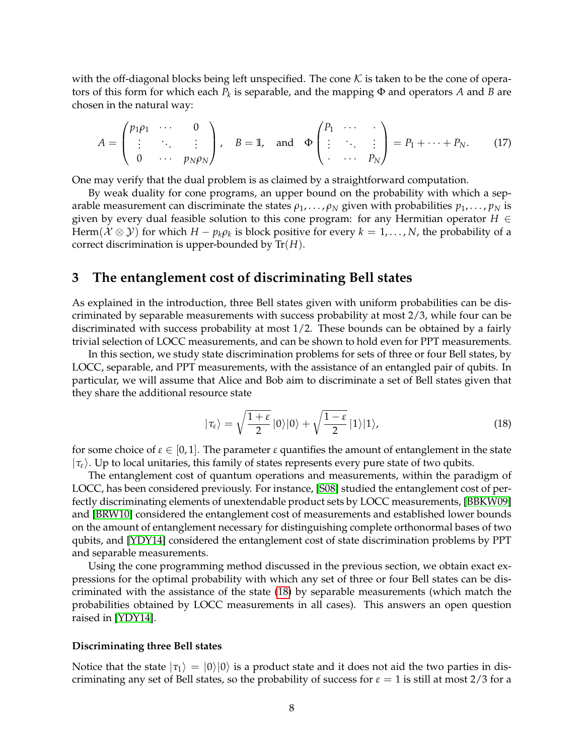with the off-diagonal blocks being left unspecified. The cone $\mathcal{K}$ is taken to be the cone of operators of this form for which each $P_k$ is separable, and the mapping $\Phi$ and operators $A$ and $B$ are chosen in the natural way:

$$A = \begin{pmatrix} p_1\rho_1 & \cdots & 0 \\ \vdots & \ddots & \vdots \\ 0 & \cdots & p_N\rho_N \end{pmatrix}, \quad B = \mathbb{1}, \quad \text{and} \quad \Phi\begin{pmatrix} P_1 & \cdots & \cdot \\ \vdots & \ddots & \vdots \\ \cdot & \cdots & P_N \end{pmatrix} = P_1 + \cdots + P_N. \tag{17}$$

One may verify that the dual problem is as claimed by a straightforward computation.

By weak duality for cone programs, an upper bound on the probability with which a separable measurement can discriminate the states $\rho_1, \ldots, \rho_N$ given with probabilities $p_1, \ldots, p_N$ is given by every dual feasible solution to this cone program: for any Hermitian operator $H \in \text{Herm}(\mathcal{X} \otimes \mathcal{Y})$ for which $H - p_k\rho_k$ is block positive for every $k = 1, \ldots, N$, the probability of a correct discrimination is upper-bounded by $\text{Tr}(H)$.

## 3 The entanglement cost of discriminating Bell states

As explained in the introduction, three Bell states given with uniform probabilities can be discriminated by separable measurements with success probability at most 2/3, while four can be discriminated with success probability at most 1/2. These bounds can be obtained by a fairly trivial selection of LOCC measurements, and can be shown to hold even for PPT measurements.

In this section, we study state discrimination problems for sets of three or four Bell states, by LOCC, separable, and PPT measurements, with the assistance of an entangled pair of qubits. In particular, we will assume that Alice and Bob aim to discriminate a set of Bell states given that they share the additional resource state

$$|\tau_\varepsilon\rangle = \sqrt{\frac{1+\varepsilon}{2}}\,|0\rangle|0\rangle + \sqrt{\frac{1-\varepsilon}{2}}\,|1\rangle|1\rangle, \tag{18}$$

for some choice of $\varepsilon \in [0, 1]$. The parameter $\varepsilon$ quantifies the amount of entanglement in the state $|\tau_\varepsilon\rangle$. Up to local unitaries, this family of states represents every pure state of two qubits.

The entanglement cost of quantum operations and measurements, within the paradigm of LOCC, has been considered previously. For instance, [S08] studied the entanglement cost of perfectly discriminating elements of unextendable product sets by LOCC measurements, [BBKW09] and [BRW10] considered the entanglement cost of measurements and established lower bounds on the amount of entanglement necessary for distinguishing complete orthonormal bases of two qubits, and [YDY14] considered the entanglement cost of state discrimination problems by PPT and separable measurements.

Using the cone programming method discussed in the previous section, we obtain exact expressions for the optimal probability with which any set of three or four Bell states can be discriminated with the assistance of the state (18) by separable measurements (which match the probabilities obtained by LOCC measurements in all cases). This answers an open question raised in [YDY14].

#### Discriminating three Bell states

Notice that the state $|\tau_1\rangle = |0\rangle|0\rangle$ is a product state and it does not aid the two parties in discriminating any set of Bell states, so the probability of success for $\varepsilon = 1$ is still at most 2/3 for a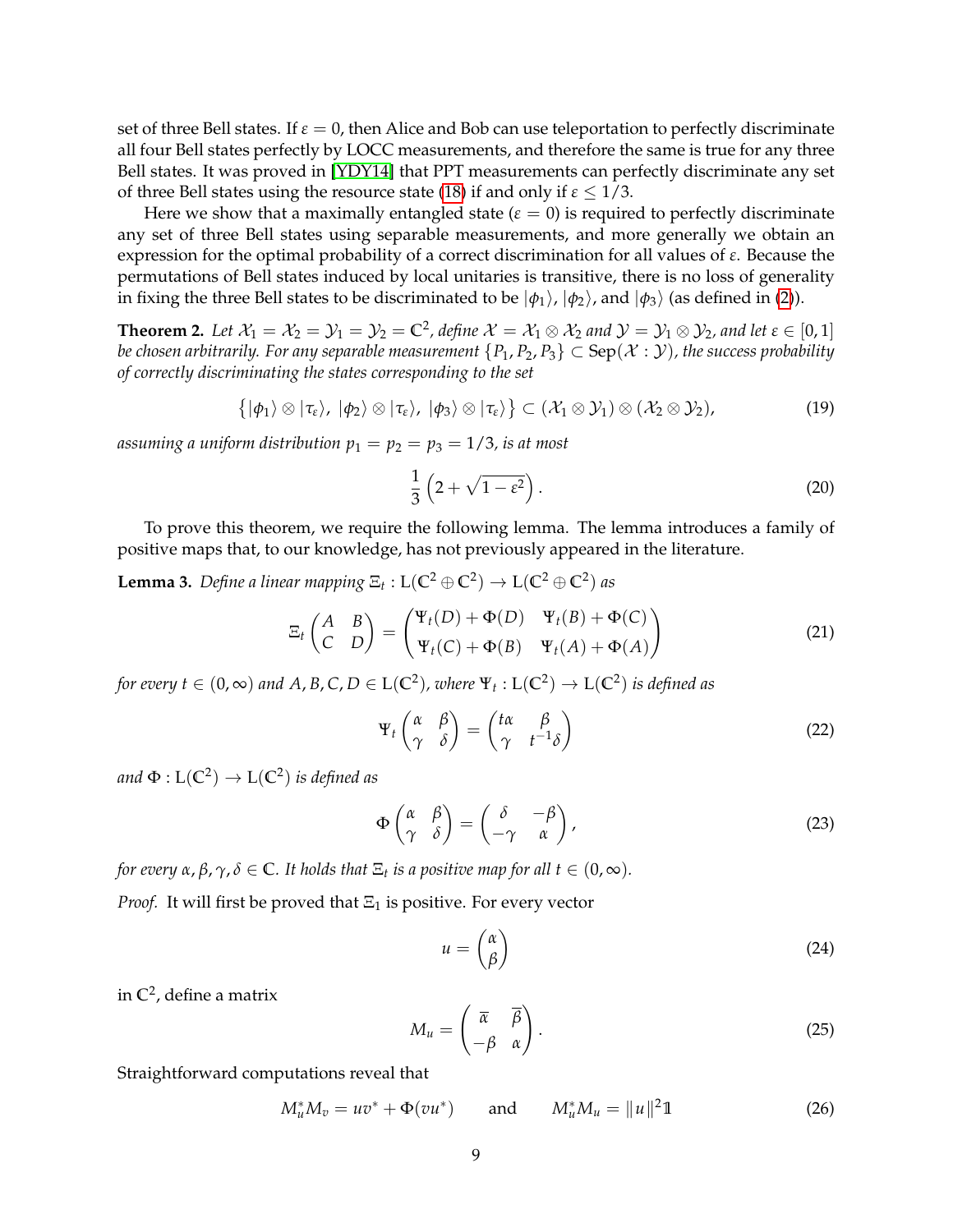set of three Bell states. If $\varepsilon = 0$, then Alice and Bob can use teleportation to perfectly discriminate all four Bell states perfectly by LOCC measurements, and therefore the same is true for any three Bell states. It was proved in [YDY14] that PPT measurements can perfectly discriminate any set of three Bell states using the resource state (18) if and only if $\varepsilon \leq 1/3$.

Here we show that a maximally entangled state ($\varepsilon = 0$) is required to perfectly discriminate any set of three Bell states using separable measurements, and more generally we obtain an expression for the optimal probability of a correct discrimination for all values of $\varepsilon$. Because the permutations of Bell states induced by local unitaries is transitive, there is no loss of generality in fixing the three Bell states to be discriminated to be $|\phi_1\rangle$, $|\phi_2\rangle$, and $|\phi_3\rangle$ (as defined in (2)).

**Theorem 2.** *Let $\mathcal{X}_1 = \mathcal{X}_2 = \mathcal{Y}_1 = \mathcal{Y}_2 = \mathbb{C}^2$, define $\mathcal{X} = \mathcal{X}_1 \otimes \mathcal{X}_2$ and $\mathcal{Y} = \mathcal{Y}_1 \otimes \mathcal{Y}_2$, and let $\varepsilon \in [0,1]$ be chosen arbitrarily. For any separable measurement $\{P_1, P_2, P_3\} \subset \mathrm{Sep}(\mathcal{X} : \mathcal{Y})$, the success probability of correctly discriminating the states corresponding to the set*

$$\big\{ |\phi_1\rangle \otimes |\tau_\varepsilon\rangle,\ |\phi_2\rangle \otimes |\tau_\varepsilon\rangle,\ |\phi_3\rangle \otimes |\tau_\varepsilon\rangle \big\} \subset (\mathcal{X}_1 \otimes \mathcal{Y}_1) \otimes (\mathcal{X}_2 \otimes \mathcal{Y}_2), \tag{19}$$

*assuming a uniform distribution $p_1 = p_2 = p_3 = 1/3$, is at most*

$$\frac{1}{3}\left(2 + \sqrt{1 - \varepsilon^2}\right). \tag{20}$$

To prove this theorem, we require the following lemma. The lemma introduces a family of positive maps that, to our knowledge, has not previously appeared in the literature.

**Lemma 3.** *Define a linear mapping $\Xi_t : \mathrm{L}(\mathbb{C}^2 \oplus \mathbb{C}^2) \to \mathrm{L}(\mathbb{C}^2 \oplus \mathbb{C}^2)$ as*

$$\Xi_t \begin{pmatrix} A & B \\ C & D \end{pmatrix} = \begin{pmatrix} \Psi_t(D) + \Phi(D) & \Psi_t(B) + \Phi(C) \\ \Psi_t(C) + \Phi(B) & \Psi_t(A) + \Phi(A) \end{pmatrix} \tag{21}$$

*for every $t \in (0, \infty)$ and $A, B, C, D \in \mathrm{L}(\mathbb{C}^2)$, where $\Psi_t : \mathrm{L}(\mathbb{C}^2) \to \mathrm{L}(\mathbb{C}^2)$ is defined as*

$$\Psi_t \begin{pmatrix} \alpha & \beta \\ \gamma & \delta \end{pmatrix} = \begin{pmatrix} t\alpha & \beta \\ \gamma & t^{-1}\delta \end{pmatrix} \tag{22}$$

*and $\Phi : \mathrm{L}(\mathbb{C}^2) \to \mathrm{L}(\mathbb{C}^2)$ is defined as*

$$\Phi \begin{pmatrix} \alpha & \beta \\ \gamma & \delta \end{pmatrix} = \begin{pmatrix} \delta & -\beta \\ -\gamma & \alpha \end{pmatrix}, \tag{23}$$

*for every $\alpha, \beta, \gamma, \delta \in \mathbb{C}$. It holds that $\Xi_t$ is a positive map for all $t \in (0, \infty)$.*

*Proof.* It will first be proved that $\Xi_1$ is positive. For every vector

$$u = \begin{pmatrix} \alpha \\ \beta \end{pmatrix} \tag{24}$$

in $\mathbb{C}^2$, define a matrix

$$M_u = \begin{pmatrix} \overline{\alpha} & \overline{\beta} \\ -\beta & \alpha \end{pmatrix}. \tag{25}$$

Straightforward computations reveal that

$$M_u^* M_v = uv^* + \Phi(vu^*) \qquad \text{and} \qquad M_u^* M_u = \|u\|^2 \mathbb{1} \tag{26}$$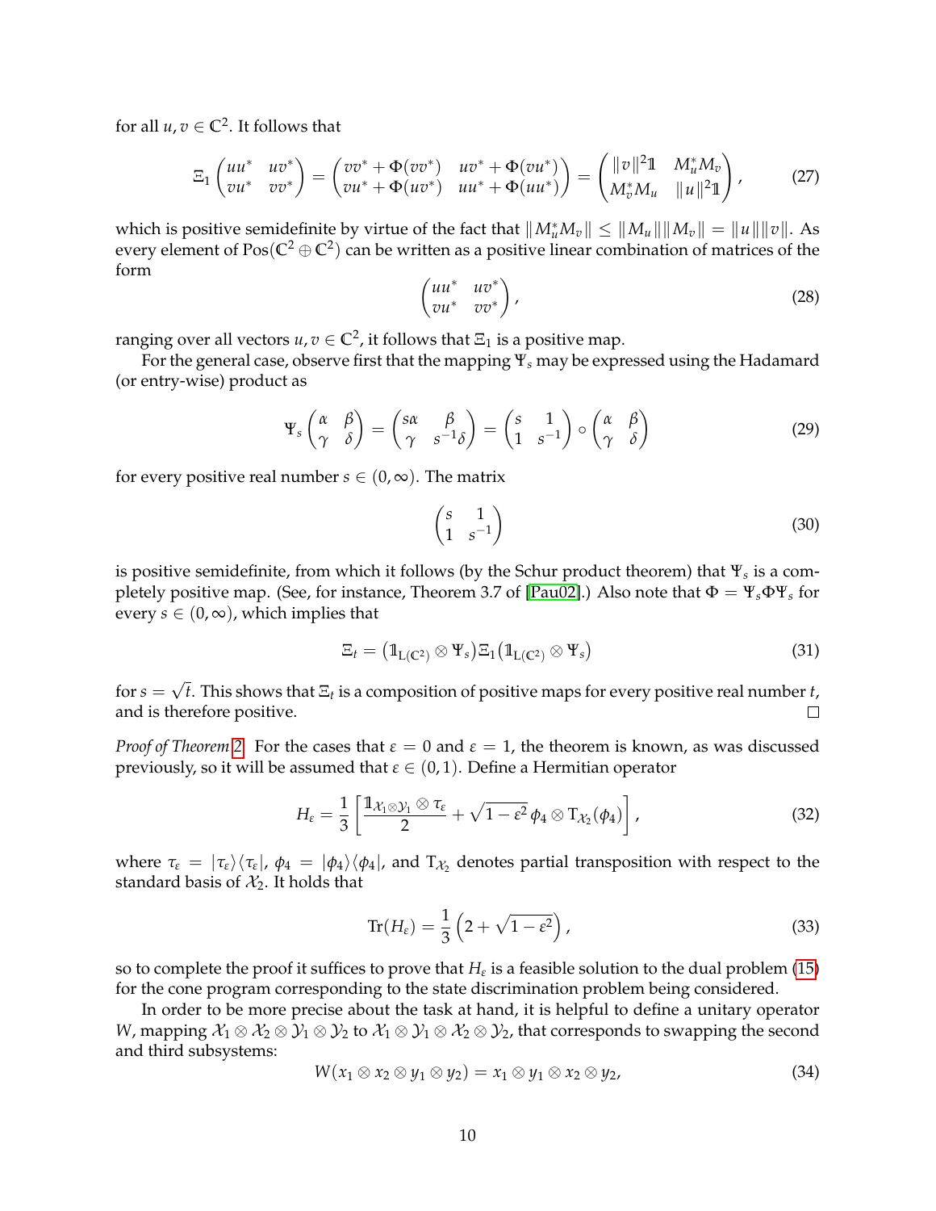for all $u, v \in \mathbb{C}^2$. It follows that

$$\Xi_1 \begin{pmatrix} uu^* & uv^* \\ vu^* & vv^* \end{pmatrix} = \begin{pmatrix} vv^* + \Phi(vv^*) & uv^* + \Phi(vu^*) \\ vu^* + \Phi(uv^*) & uu^* + \Phi(uu^*) \end{pmatrix} = \begin{pmatrix} \|v\|^2 \mathbb{1} & M_u^* M_v \\ M_v^* M_u & \|u\|^2 \mathbb{1} \end{pmatrix}, \tag{27}$$

which is positive semidefinite by virtue of the fact that $\|M_u^* M_v\| \leq \|M_u\| \|M_v\| = \|u\| \|v\|$. As every element of $\text{Pos}(\mathbb{C}^2 \oplus \mathbb{C}^2)$ can be written as a positive linear combination of matrices of the form

$$\begin{pmatrix} uu^* & uv^* \\ vu^* & vv^* \end{pmatrix}, \tag{28}$$

ranging over all vectors $u, v \in \mathbb{C}^2$, it follows that $\Xi_1$ is a positive map.

For the general case, observe first that the mapping $\Psi_s$ may be expressed using the Hadamard (or entry-wise) product as

$$\Psi_s \begin{pmatrix} \alpha & \beta \\ \gamma & \delta \end{pmatrix} = \begin{pmatrix} s\alpha & \beta \\ \gamma & s^{-1}\delta \end{pmatrix} = \begin{pmatrix} s & 1 \\ 1 & s^{-1} \end{pmatrix} \circ \begin{pmatrix} \alpha & \beta \\ \gamma & \delta \end{pmatrix} \tag{29}$$

for every positive real number $s \in (0, \infty)$. The matrix

$$\begin{pmatrix} s & 1 \\ 1 & s^{-1} \end{pmatrix} \tag{30}$$

is positive semidefinite, from which it follows (by the Schur product theorem) that $\Psi_s$ is a completely positive map. (See, for instance, Theorem 3.7 of [Pau02].) Also note that $\Phi = \Psi_s \Phi \Psi_s$ for every $s \in (0, \infty)$, which implies that

$$\Xi_t = \left(\mathbb{1}_{\text{L}(\mathbb{C}^2)} \otimes \Psi_s\right) \Xi_1 \left(\mathbb{1}_{\text{L}(\mathbb{C}^2)} \otimes \Psi_s\right) \tag{31}$$

for $s = \sqrt{t}$. This shows that $\Xi_t$ is a composition of positive maps for every positive real number $t$, and is therefore positive. □

*Proof of Theorem 2.* For the cases that $\varepsilon = 0$ and $\varepsilon = 1$, the theorem is known, as was discussed previously, so it will be assumed that $\varepsilon \in (0, 1)$. Define a Hermitian operator

$$H_\varepsilon = \frac{1}{3} \left[ \frac{\mathbb{1}_{\mathcal{X}_1 \otimes \mathcal{Y}_1} \otimes \tau_\varepsilon}{2} + \sqrt{1 - \varepsilon^2}\, \phi_4 \otimes \text{T}_{\mathcal{X}_2}(\phi_4) \right], \tag{32}$$

where $\tau_\varepsilon = |\tau_\varepsilon\rangle\langle\tau_\varepsilon|$, $\phi_4 = |\phi_4\rangle\langle\phi_4|$, and $\text{T}_{\mathcal{X}_2}$ denotes partial transposition with respect to the standard basis of $\mathcal{X}_2$. It holds that

$$\text{Tr}(H_\varepsilon) = \frac{1}{3} \left( 2 + \sqrt{1 - \varepsilon^2} \right), \tag{33}$$

so to complete the proof it suffices to prove that $H_\varepsilon$ is a feasible solution to the dual problem (15) for the cone program corresponding to the state discrimination problem being considered.

In order to be more precise about the task at hand, it is helpful to define a unitary operator $W$, mapping $\mathcal{X}_1 \otimes \mathcal{X}_2 \otimes \mathcal{Y}_1 \otimes \mathcal{Y}_2$ to $\mathcal{X}_1 \otimes \mathcal{Y}_1 \otimes \mathcal{X}_2 \otimes \mathcal{Y}_2$, that corresponds to swapping the second and third subsystems:

$$W(x_1 \otimes x_2 \otimes y_1 \otimes y_2) = x_1 \otimes y_1 \otimes x_2 \otimes y_2, \tag{34}$$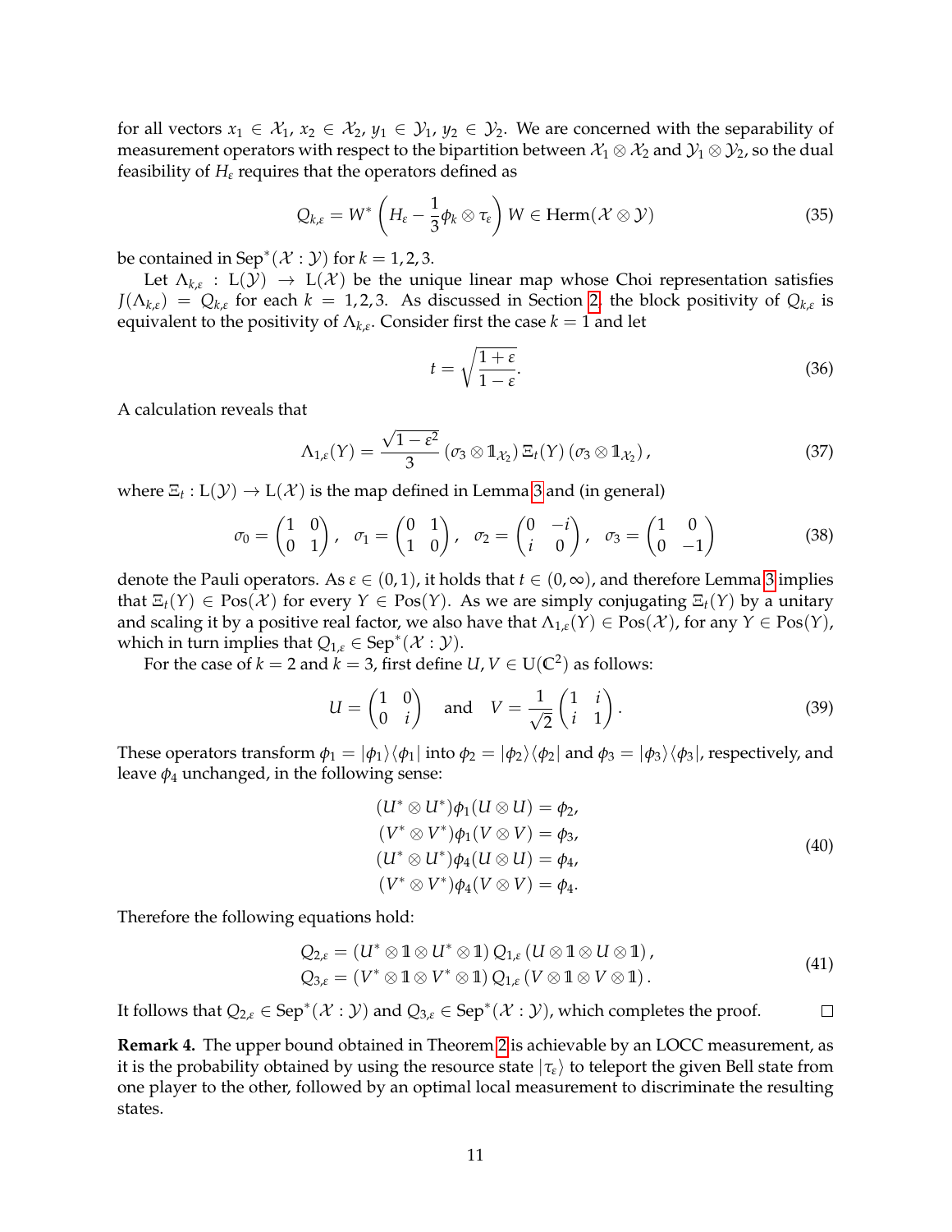for all vectors $x_1 \in \mathcal{X}_1$, $x_2 \in \mathcal{X}_2$, $y_1 \in \mathcal{Y}_1$, $y_2 \in \mathcal{Y}_2$. We are concerned with the separability of measurement operators with respect to the bipartition between $\mathcal{X}_1 \otimes \mathcal{X}_2$ and $\mathcal{Y}_1 \otimes \mathcal{Y}_2$, so the dual feasibility of $H_\varepsilon$ requires that the operators defined as

$$Q_{k,\varepsilon} = W^* \left( H_\varepsilon - \frac{1}{3} \phi_k \otimes \tau_\varepsilon \right) W \in \text{Herm}(\mathcal{X} \otimes \mathcal{Y}) \tag{35}$$

be contained in $\text{Sep}^*(\mathcal{X} : \mathcal{Y})$ for $k = 1, 2, 3$.

Let $\Lambda_{k,\varepsilon} : \text{L}(\mathcal{Y}) \to \text{L}(\mathcal{X})$ be the unique linear map whose Choi representation satisfies $J(\Lambda_{k,\varepsilon}) = Q_{k,\varepsilon}$ for each $k = 1, 2, 3$. As discussed in Section 2, the block positivity of $Q_{k,\varepsilon}$ is equivalent to the positivity of $\Lambda_{k,\varepsilon}$. Consider first the case $k = 1$ and let

$$t = \sqrt{\frac{1+\varepsilon}{1-\varepsilon}}. \tag{36}$$

A calculation reveals that

$$\Lambda_{1,\varepsilon}(Y) = \frac{\sqrt{1-\varepsilon^2}}{3} \left( \sigma_3 \otimes \mathbb{1}_{\mathcal{X}_2} \right) \Xi_t(Y) \left( \sigma_3 \otimes \mathbb{1}_{\mathcal{X}_2} \right), \tag{37}$$

where $\Xi_t : \text{L}(\mathcal{Y}) \to \text{L}(\mathcal{X})$ is the map defined in Lemma 3 and (in general)

$$\sigma_0 = \begin{pmatrix} 1 & 0 \\ 0 & 1 \end{pmatrix}, \quad \sigma_1 = \begin{pmatrix} 0 & 1 \\ 1 & 0 \end{pmatrix}, \quad \sigma_2 = \begin{pmatrix} 0 & -i \\ i & 0 \end{pmatrix}, \quad \sigma_3 = \begin{pmatrix} 1 & 0 \\ 0 & -1 \end{pmatrix} \tag{38}$$

denote the Pauli operators. As $\varepsilon \in (0, 1)$, it holds that $t \in (0, \infty)$, and therefore Lemma 3 implies that $\Xi_t(Y) \in \text{Pos}(\mathcal{X})$ for every $Y \in \text{Pos}(Y)$. As we are simply conjugating $\Xi_t(Y)$ by a unitary and scaling it by a positive real factor, we also have that $\Lambda_{1,\varepsilon}(Y) \in \text{Pos}(\mathcal{X})$, for any $Y \in \text{Pos}(Y)$, which in turn implies that $Q_{1,\varepsilon} \in \text{Sep}^*(\mathcal{X} : \mathcal{Y})$.

For the case of $k = 2$ and $k = 3$, first define $U, V \in \text{U}(\mathbb{C}^2)$ as follows:

$$U = \begin{pmatrix} 1 & 0 \\ 0 & i \end{pmatrix} \quad \text{and} \quad V = \frac{1}{\sqrt{2}} \begin{pmatrix} 1 & i \\ i & 1 \end{pmatrix}. \tag{39}$$

These operators transform $\phi_1 = |\phi_1\rangle\langle\phi_1|$ into $\phi_2 = |\phi_2\rangle\langle\phi_2|$ and $\phi_3 = |\phi_3\rangle\langle\phi_3|$, respectively, and leave $\phi_4$ unchanged, in the following sense:

$$\begin{aligned}
(U^* \otimes U^*) \phi_1 (U \otimes U) &= \phi_2, \\
(V^* \otimes V^*) \phi_1 (V \otimes V) &= \phi_3, \\
(U^* \otimes U^*) \phi_4 (U \otimes U) &= \phi_4, \\
(V^* \otimes V^*) \phi_4 (V \otimes V) &= \phi_4.
\end{aligned} \tag{40}$$

Therefore the following equations hold:

$$\begin{aligned}
Q_{2,\varepsilon} &= (U^* \otimes \mathbb{1} \otimes U^* \otimes \mathbb{1}) \, Q_{1,\varepsilon} \, (U \otimes \mathbb{1} \otimes U \otimes \mathbb{1}), \\
Q_{3,\varepsilon} &= (V^* \otimes \mathbb{1} \otimes V^* \otimes \mathbb{1}) \, Q_{1,\varepsilon} \, (V \otimes \mathbb{1} \otimes V \otimes \mathbb{1}).
\end{aligned} \tag{41}$$

It follows that $Q_{2,\varepsilon} \in \text{Sep}^*(\mathcal{X} : \mathcal{Y})$ and $Q_{3,\varepsilon} \in \text{Sep}^*(\mathcal{X} : \mathcal{Y})$, which completes the proof. □

**Remark 4.** The upper bound obtained in Theorem 2 is achievable by an LOCC measurement, as it is the probability obtained by using the resource state $|\tau_\varepsilon\rangle$ to teleport the given Bell state from one player to the other, followed by an optimal local measurement to discriminate the resulting states.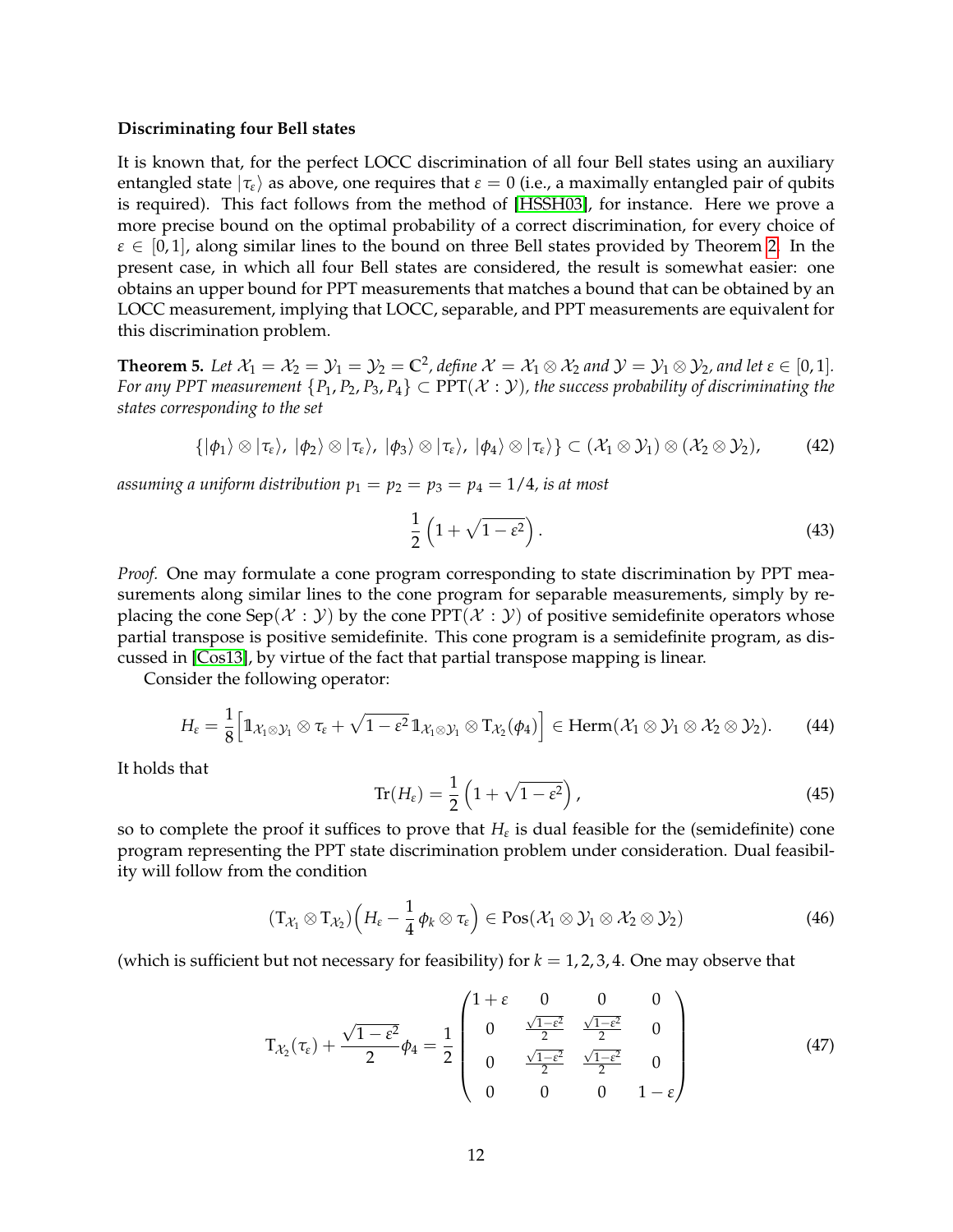**Discriminating four Bell states**

It is known that, for the perfect LOCC discrimination of all four Bell states using an auxiliary entangled state $|\tau_\varepsilon\rangle$ as above, one requires that $\varepsilon = 0$ (i.e., a maximally entangled pair of qubits is required). This fact follows from the method of [HSSH03], for instance. Here we prove a more precise bound on the optimal probability of a correct discrimination, for every choice of $\varepsilon \in [0, 1]$, along similar lines to the bound on three Bell states provided by Theorem 2. In the present case, in which all four Bell states are considered, the result is somewhat easier: one obtains an upper bound for PPT measurements that matches a bound that can be obtained by an LOCC measurement, implying that LOCC, separable, and PPT measurements are equivalent for this discrimination problem.

**Theorem 5.** *Let $\mathcal{X}_1 = \mathcal{X}_2 = \mathcal{Y}_1 = \mathcal{Y}_2 = \mathbb{C}^2$, define $\mathcal{X} = \mathcal{X}_1 \otimes \mathcal{X}_2$ and $\mathcal{Y} = \mathcal{Y}_1 \otimes \mathcal{Y}_2$, and let $\varepsilon \in [0, 1]$. For any PPT measurement $\{P_1, P_2, P_3, P_4\} \subset \mathrm{PPT}(\mathcal{X} : \mathcal{Y})$, the success probability of discriminating the states corresponding to the set*

$$
\{|\phi_1\rangle \otimes |\tau_\varepsilon\rangle,\ |\phi_2\rangle \otimes |\tau_\varepsilon\rangle,\ |\phi_3\rangle \otimes |\tau_\varepsilon\rangle,\ |\phi_4\rangle \otimes |\tau_\varepsilon\rangle\} \subset (\mathcal{X}_1 \otimes \mathcal{Y}_1) \otimes (\mathcal{X}_2 \otimes \mathcal{Y}_2), \tag{42}
$$

*assuming a uniform distribution $p_1 = p_2 = p_3 = p_4 = 1/4$, is at most*

$$
\frac{1}{2}\left(1 + \sqrt{1 - \varepsilon^2}\right). \tag{43}
$$

*Proof.* One may formulate a cone program corresponding to state discrimination by PPT measurements along similar lines to the cone program for separable measurements, simply by replacing the cone $\mathrm{Sep}(\mathcal{X} : \mathcal{Y})$ by the cone $\mathrm{PPT}(\mathcal{X} : \mathcal{Y})$ of positive semidefinite operators whose partial transpose is positive semidefinite. This cone program is a semidefinite program, as discussed in [Cos13], by virtue of the fact that partial transpose mapping is linear.

Consider the following operator:

$$
H_\varepsilon = \frac{1}{8}\Big[\mathbb{1}_{\mathcal{X}_1 \otimes \mathcal{Y}_1} \otimes \tau_\varepsilon + \sqrt{1 - \varepsilon^2}\, \mathbb{1}_{\mathcal{X}_1 \otimes \mathcal{Y}_1} \otimes \mathrm{T}_{\mathcal{X}_2}(\phi_4)\Big] \in \mathrm{Herm}(\mathcal{X}_1 \otimes \mathcal{Y}_1 \otimes \mathcal{X}_2 \otimes \mathcal{Y}_2). \tag{44}
$$

It holds that

$$
\mathrm{Tr}(H_\varepsilon) = \frac{1}{2}\left(1 + \sqrt{1 - \varepsilon^2}\right), \tag{45}
$$

so to complete the proof it suffices to prove that $H_\varepsilon$ is dual feasible for the (semidefinite) cone program representing the PPT state discrimination problem under consideration. Dual feasibility will follow from the condition

$$
(\mathrm{T}_{\mathcal{X}_1} \otimes \mathrm{T}_{\mathcal{X}_2})\Big(H_\varepsilon - \frac{1}{4}\, \phi_k \otimes \tau_\varepsilon\Big) \in \mathrm{Pos}(\mathcal{X}_1 \otimes \mathcal{Y}_1 \otimes \mathcal{X}_2 \otimes \mathcal{Y}_2) \tag{46}
$$

(which is sufficient but not necessary for feasibility) for $k = 1, 2, 3, 4$. One may observe that

$$
\mathrm{T}_{\mathcal{X}_2}(\tau_\varepsilon) + \frac{\sqrt{1 - \varepsilon^2}}{2}\phi_4 = \frac{1}{2}\begin{pmatrix} 1 + \varepsilon & 0 & 0 & 0 \\ 0 & \frac{\sqrt{1-\varepsilon^2}}{2} & \frac{\sqrt{1-\varepsilon^2}}{2} & 0 \\ 0 & \frac{\sqrt{1-\varepsilon^2}}{2} & \frac{\sqrt{1-\varepsilon^2}}{2} & 0 \\ 0 & 0 & 0 & 1 - \varepsilon \end{pmatrix} \tag{47}
$$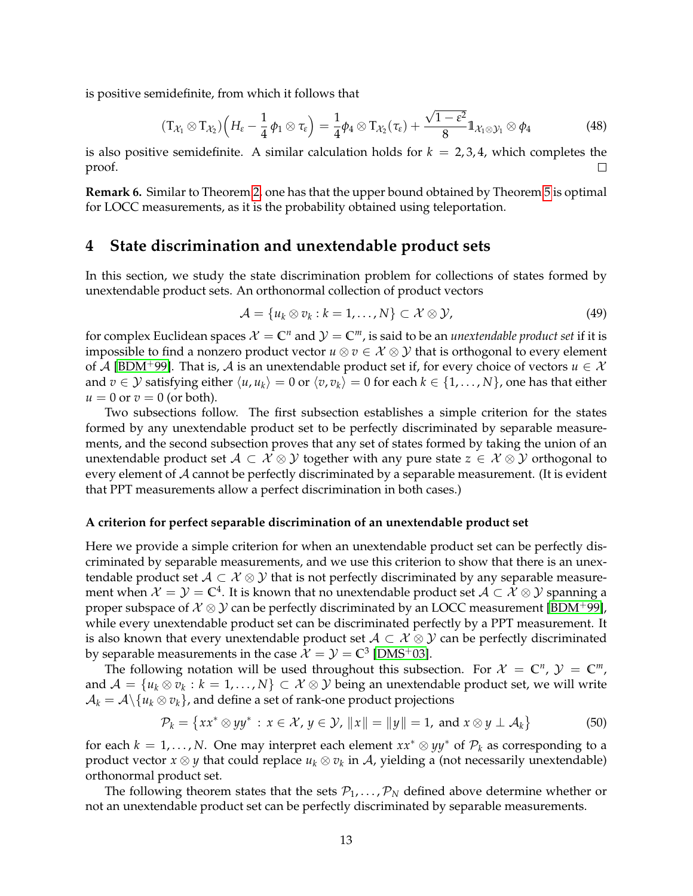is positive semidefinite, from which it follows that

$$
(\mathrm{T}_{\mathcal{X}_1} \otimes \mathrm{T}_{\mathcal{X}_2})\Big(H_\varepsilon - \frac{1}{4}\,\phi_1 \otimes \tau_\varepsilon\Big) = \frac{1}{4}\phi_4 \otimes \mathrm{T}_{\mathcal{X}_2}(\tau_\varepsilon) + \frac{\sqrt{1-\varepsilon^2}}{8}\mathbb{1}_{\mathcal{X}_1 \otimes \mathcal{Y}_1} \otimes \phi_4 \tag{48}
$$

is also positive semidefinite. A similar calculation holds for $k = 2, 3, 4$, which completes the proof. □

**Remark 6.** Similar to Theorem 2, one has that the upper bound obtained by Theorem 5 is optimal for LOCC measurements, as it is the probability obtained using teleportation.

# 4 State discrimination and unextendable product sets

In this section, we study the state discrimination problem for collections of states formed by unextendable product sets. An orthonormal collection of product vectors

$$
\mathcal{A} = \{u_k \otimes v_k : k = 1, \ldots, N\} \subset \mathcal{X} \otimes \mathcal{Y}, \tag{49}
$$

for complex Euclidean spaces $\mathcal{X} = \mathbb{C}^n$ and $\mathcal{Y} = \mathbb{C}^m$, is said to be an *unextendable product set* if it is impossible to find a nonzero product vector $u \otimes v \in \mathcal{X} \otimes \mathcal{Y}$ that is orthogonal to every element of $\mathcal{A}$ [BDM+99]. That is, $\mathcal{A}$ is an unextendable product set if, for every choice of vectors $u \in \mathcal{X}$ and $v \in \mathcal{Y}$ satisfying either $\langle u, u_k \rangle = 0$ or $\langle v, v_k \rangle = 0$ for each $k \in \{1, \ldots, N\}$, one has that either $u = 0$ or $v = 0$ (or both).

Two subsections follow. The first subsection establishes a simple criterion for the states formed by any unextendable product set to be perfectly discriminated by separable measurements, and the second subsection proves that any set of states formed by taking the union of an unextendable product set $\mathcal{A} \subset \mathcal{X} \otimes \mathcal{Y}$ together with any pure state $z \in \mathcal{X} \otimes \mathcal{Y}$ orthogonal to every element of $\mathcal{A}$ cannot be perfectly discriminated by a separable measurement. (It is evident that PPT measurements allow a perfect discrimination in both cases.)

### A criterion for perfect separable discrimination of an unextendable product set

Here we provide a simple criterion for when an unextendable product set can be perfectly discriminated by separable measurements, and we use this criterion to show that there is an unextendable product set $\mathcal{A} \subset \mathcal{X} \otimes \mathcal{Y}$ that is not perfectly discriminated by any separable measurement when $\mathcal{X} = \mathcal{Y} = \mathbb{C}^4$. It is known that no unextendable product set $\mathcal{A} \subset \mathcal{X} \otimes \mathcal{Y}$ spanning a proper subspace of $\mathcal{X} \otimes \mathcal{Y}$ can be perfectly discriminated by an LOCC measurement [BDM+99], while every unextendable product set can be discriminated perfectly by a PPT measurement. It is also known that every unextendable product set $\mathcal{A} \subset \mathcal{X} \otimes \mathcal{Y}$ can be perfectly discriminated by separable measurements in the case $\mathcal{X} = \mathcal{Y} = \mathbb{C}^3$ [DMS+03].

The following notation will be used throughout this subsection. For $\mathcal{X} = \mathbb{C}^n$, $\mathcal{Y} = \mathbb{C}^m$, and $\mathcal{A} = \{u_k \otimes v_k : k = 1, \ldots, N\} \subset \mathcal{X} \otimes \mathcal{Y}$ being an unextendable product set, we will write $\mathcal{A}_k = \mathcal{A} \backslash \{u_k \otimes v_k\}$, and define a set of rank-one product projections

$$
\mathcal{P}_k = \big\{ xx^* \otimes yy^* \,:\, x \in \mathcal{X},\, y \in \mathcal{Y},\, \|x\| = \|y\| = 1, \text{ and } x \otimes y \perp \mathcal{A}_k \big\} \tag{50}
$$

for each $k = 1, \ldots, N$. One may interpret each element $xx^* \otimes yy^*$ of $\mathcal{P}_k$ as corresponding to a product vector $x \otimes y$ that could replace $u_k \otimes v_k$ in $\mathcal{A}$, yielding a (not necessarily unextendable) orthonormal product set.

The following theorem states that the sets $\mathcal{P}_1, \ldots, \mathcal{P}_N$ defined above determine whether or not an unextendable product set can be perfectly discriminated by separable measurements.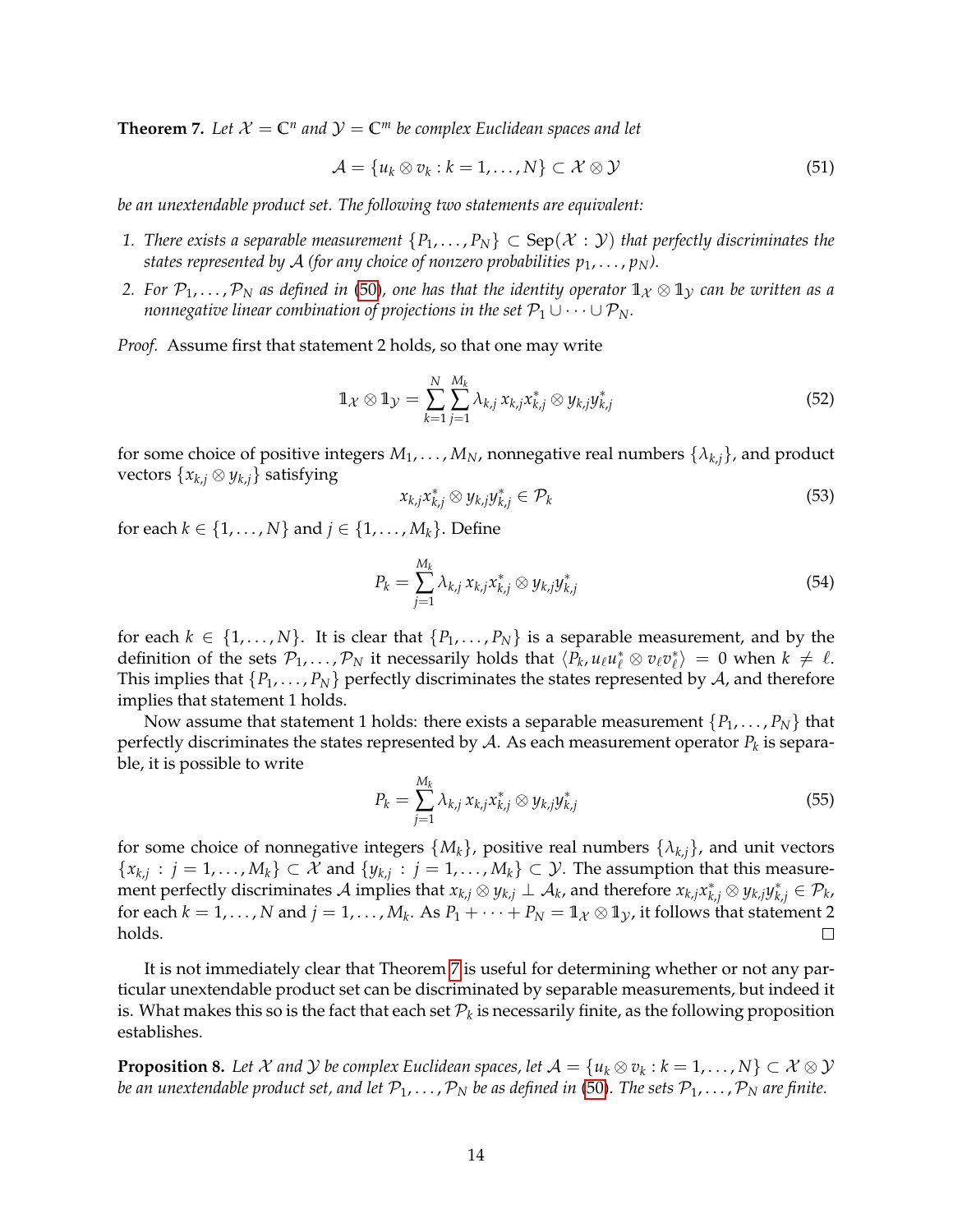**Theorem 7.** *Let $\mathcal{X} = \mathbb{C}^n$ and $\mathcal{Y} = \mathbb{C}^m$ be complex Euclidean spaces and let*

$$\mathcal{A} = \{u_k \otimes v_k : k = 1, \ldots, N\} \subset \mathcal{X} \otimes \mathcal{Y} \tag{51}$$

*be an unextendable product set. The following two statements are equivalent:*

1. *There exists a separable measurement $\{P_1, \ldots, P_N\} \subset \operatorname{Sep}(\mathcal{X} : \mathcal{Y})$ that perfectly discriminates the states represented by $\mathcal{A}$ (for any choice of nonzero probabilities $p_1, \ldots, p_N$).*
2. *For $\mathcal{P}_1, \ldots, \mathcal{P}_N$ as defined in (50), one has that the identity operator $\mathbb{1}_{\mathcal{X}} \otimes \mathbb{1}_{\mathcal{Y}}$ can be written as a nonnegative linear combination of projections in the set $\mathcal{P}_1 \cup \cdots \cup \mathcal{P}_N$.*

*Proof.* Assume first that statement 2 holds, so that one may write

$$\mathbb{1}_{\mathcal{X}} \otimes \mathbb{1}_{\mathcal{Y}} = \sum_{k=1}^{N} \sum_{j=1}^{M_k} \lambda_{k,j}\, x_{k,j} x_{k,j}^* \otimes y_{k,j} y_{k,j}^* \tag{52}$$

for some choice of positive integers $M_1, \ldots, M_N$, nonnegative real numbers $\{\lambda_{k,j}\}$, and product vectors $\{x_{k,j} \otimes y_{k,j}\}$ satisfying

$$x_{k,j} x_{k,j}^* \otimes y_{k,j} y_{k,j}^* \in \mathcal{P}_k \tag{53}$$

for each $k \in \{1, \ldots, N\}$ and $j \in \{1, \ldots, M_k\}$. Define

$$P_k = \sum_{j=1}^{M_k} \lambda_{k,j}\, x_{k,j} x_{k,j}^* \otimes y_{k,j} y_{k,j}^* \tag{54}$$

for each $k \in \{1, \ldots, N\}$. It is clear that $\{P_1, \ldots, P_N\}$ is a separable measurement, and by the definition of the sets $\mathcal{P}_1, \ldots, \mathcal{P}_N$ it necessarily holds that $\langle P_k, u_\ell u_\ell^* \otimes v_\ell v_\ell^* \rangle = 0$ when $k \neq \ell$. This implies that $\{P_1, \ldots, P_N\}$ perfectly discriminates the states represented by $\mathcal{A}$, and therefore implies that statement 1 holds.

Now assume that statement 1 holds: there exists a separable measurement $\{P_1, \ldots, P_N\}$ that perfectly discriminates the states represented by $\mathcal{A}$. As each measurement operator $P_k$ is separable, it is possible to write

$$P_k = \sum_{j=1}^{M_k} \lambda_{k,j}\, x_{k,j} x_{k,j}^* \otimes y_{k,j} y_{k,j}^* \tag{55}$$

for some choice of nonnegative integers $\{M_k\}$, positive real numbers $\{\lambda_{k,j}\}$, and unit vectors $\{x_{k,j} : j = 1, \ldots, M_k\} \subset \mathcal{X}$ and $\{y_{k,j} : j = 1, \ldots, M_k\} \subset \mathcal{Y}$. The assumption that this measurement perfectly discriminates $\mathcal{A}$ implies that $x_{k,j} \otimes y_{k,j} \perp \mathcal{A}_k$, and therefore $x_{k,j} x_{k,j}^* \otimes y_{k,j} y_{k,j}^* \in \mathcal{P}_k$, for each $k = 1, \ldots, N$ and $j = 1, \ldots, M_k$. As $P_1 + \cdots + P_N = \mathbb{1}_{\mathcal{X}} \otimes \mathbb{1}_{\mathcal{Y}}$, it follows that statement 2 holds. $\square$

It is not immediately clear that Theorem 7 is useful for determining whether or not any particular unextendable product set can be discriminated by separable measurements, but indeed it is. What makes this so is the fact that each set $\mathcal{P}_k$ is necessarily finite, as the following proposition establishes.

**Proposition 8.** *Let $\mathcal{X}$ and $\mathcal{Y}$ be complex Euclidean spaces, let $\mathcal{A} = \{u_k \otimes v_k : k = 1, \ldots, N\} \subset \mathcal{X} \otimes \mathcal{Y}$ be an unextendable product set, and let $\mathcal{P}_1, \ldots, \mathcal{P}_N$ be as defined in (50). The sets $\mathcal{P}_1, \ldots, \mathcal{P}_N$ are finite.*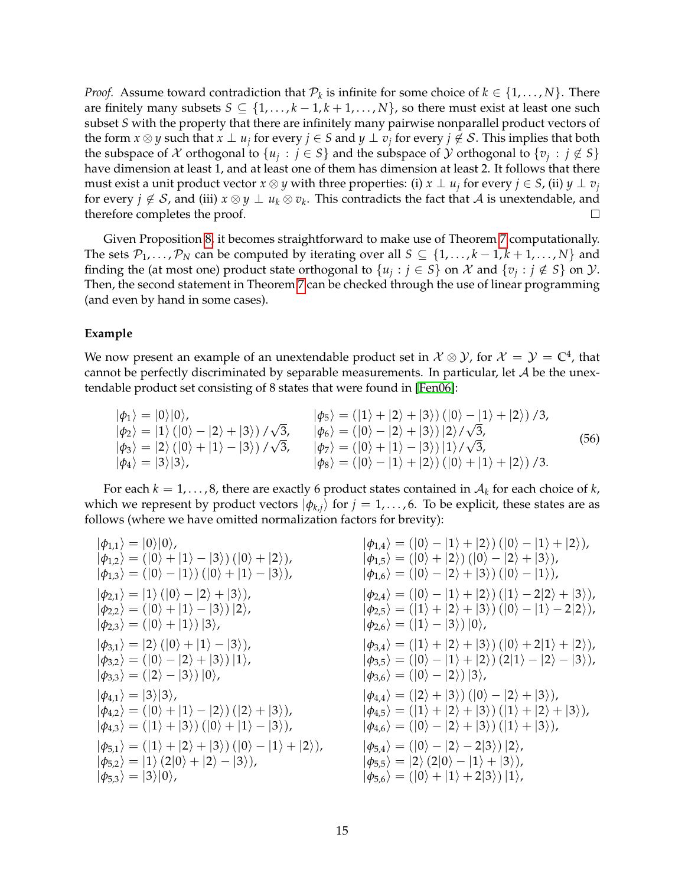*Proof.* Assume toward contradiction that $\mathcal{P}_k$ is infinite for some choice of $k \in \{1, \ldots, N\}$. There are finitely many subsets $S \subseteq \{1, \ldots, k-1, k+1, \ldots, N\}$, so there must exist at least one such subset $S$ with the property that there are infinitely many pairwise nonparallel product vectors of the form $x \otimes y$ such that $x \perp u_j$ for every $j \in S$ and $y \perp v_j$ for every $j \notin \mathcal{S}$. This implies that both the subspace of $\mathcal{X}$ orthogonal to $\{u_j : j \in S\}$ and the subspace of $\mathcal{Y}$ orthogonal to $\{v_j : j \notin S\}$ have dimension at least 1, and at least one of them has dimension at least 2. It follows that there must exist a unit product vector $x \otimes y$ with three properties: (i) $x \perp u_j$ for every $j \in S$, (ii) $y \perp v_j$ for every $j \notin \mathcal{S}$, and (iii) $x \otimes y \perp u_k \otimes v_k$. This contradicts the fact that $\mathcal{A}$ is unextendable, and therefore completes the proof. □

Given Proposition 8, it becomes straightforward to make use of Theorem 7 computationally. The sets $\mathcal{P}_1, \ldots, \mathcal{P}_N$ can be computed by iterating over all $S \subseteq \{1, \ldots, k-1, k+1, \ldots, N\}$ and finding the (at most one) product state orthogonal to $\{u_j : j \in S\}$ on $\mathcal{X}$ and $\{v_j : j \notin S\}$ on $\mathcal{Y}$. Then, the second statement in Theorem 7 can be checked through the use of linear programming (and even by hand in some cases).

**Example**

We now present an example of an unextendable product set in $\mathcal{X} \otimes \mathcal{Y}$, for $\mathcal{X} = \mathcal{Y} = \mathbb{C}^4$, that cannot be perfectly discriminated by separable measurements. In particular, let $\mathcal{A}$ be the unextendable product set consisting of 8 states that were found in [Fen06]:

$$
\begin{aligned}
&|\phi_1\rangle = |0\rangle|0\rangle, && |\phi_5\rangle = (|1\rangle + |2\rangle + |3\rangle)\,(|0\rangle - |1\rangle + |2\rangle)\,/3,\\
&|\phi_2\rangle = |1\rangle\,(|0\rangle - |2\rangle + |3\rangle)\,/\sqrt{3}, && |\phi_6\rangle = (|0\rangle - |2\rangle + |3\rangle)\,|2\rangle/\sqrt{3},\\
&|\phi_3\rangle = |2\rangle\,(|0\rangle + |1\rangle - |3\rangle)\,/\sqrt{3}, && |\phi_7\rangle = (|0\rangle + |1\rangle - |3\rangle)\,|1\rangle/\sqrt{3},\\
&|\phi_4\rangle = |3\rangle|3\rangle, && |\phi_8\rangle = (|0\rangle - |1\rangle + |2\rangle)\,(|0\rangle + |1\rangle + |2\rangle)\,/3.
\end{aligned}
\tag{56}
$$

For each $k = 1, \ldots, 8$, there are exactly 6 product states contained in $\mathcal{A}_k$ for each choice of $k$, which we represent by product vectors $|\phi_{k,j}\rangle$ for $j = 1, \ldots, 6$. To be explicit, these states are as follows (where we have omitted normalization factors for brevity):

$$
\begin{aligned}
&|\phi_{1,1}\rangle = |0\rangle|0\rangle, && |\phi_{1,4}\rangle = (|0\rangle - |1\rangle + |2\rangle)\,(|0\rangle - |1\rangle + |2\rangle),\\
&|\phi_{1,2}\rangle = (|0\rangle + |1\rangle - |3\rangle)\,(|0\rangle + |2\rangle), && |\phi_{1,5}\rangle = (|0\rangle + |2\rangle)\,(|0\rangle - |2\rangle + |3\rangle),\\
&|\phi_{1,3}\rangle = (|0\rangle - |1\rangle)\,(|0\rangle + |1\rangle - |3\rangle), && |\phi_{1,6}\rangle = (|0\rangle - |2\rangle + |3\rangle)\,(|0\rangle - |1\rangle),\\[4pt]
&|\phi_{2,1}\rangle = |1\rangle\,(|0\rangle - |2\rangle + |3\rangle), && |\phi_{2,4}\rangle = (|0\rangle - |1\rangle + |2\rangle)\,(|1\rangle - 2|2\rangle + |3\rangle),\\
&|\phi_{2,2}\rangle = (|0\rangle + |1\rangle - |3\rangle)\,|2\rangle, && |\phi_{2,5}\rangle = (|1\rangle + |2\rangle + |3\rangle)\,(|0\rangle - |1\rangle - 2|2\rangle),\\
&|\phi_{2,3}\rangle = (|0\rangle + |1\rangle)\,|3\rangle, && |\phi_{2,6}\rangle = (|1\rangle - |3\rangle)\,|0\rangle,\\[4pt]
&|\phi_{3,1}\rangle = |2\rangle\,(|0\rangle + |1\rangle - |3\rangle), && |\phi_{3,4}\rangle = (|1\rangle + |2\rangle + |3\rangle)\,(|0\rangle + 2|1\rangle + |2\rangle),\\
&|\phi_{3,2}\rangle = (|0\rangle - |2\rangle + |3\rangle)\,|1\rangle, && |\phi_{3,5}\rangle = (|0\rangle - |1\rangle + |2\rangle)\,(2|1\rangle - |2\rangle - |3\rangle),\\
&|\phi_{3,3}\rangle = (|2\rangle - |3\rangle)\,|0\rangle, && |\phi_{3,6}\rangle = (|0\rangle - |2\rangle)\,|3\rangle,\\[4pt]
&|\phi_{4,1}\rangle = |3\rangle|3\rangle, && |\phi_{4,4}\rangle = (|2\rangle + |3\rangle)\,(|0\rangle - |2\rangle + |3\rangle),\\
&|\phi_{4,2}\rangle = (|0\rangle + |1\rangle - |2\rangle)\,(|2\rangle + |3\rangle), && |\phi_{4,5}\rangle = (|1\rangle + |2\rangle + |3\rangle)\,(|1\rangle + |2\rangle + |3\rangle),\\
&|\phi_{4,3}\rangle = (|1\rangle + |3\rangle)\,(|0\rangle + |1\rangle - |3\rangle), && |\phi_{4,6}\rangle = (|0\rangle - |2\rangle + |3\rangle)\,(|1\rangle + |3\rangle),\\[4pt]
&|\phi_{5,1}\rangle = (|1\rangle + |2\rangle + |3\rangle)\,(|0\rangle - |1\rangle + |2\rangle), && |\phi_{5,4}\rangle = (|0\rangle - |2\rangle - 2|3\rangle)\,|2\rangle,\\
&|\phi_{5,2}\rangle = |1\rangle\,(2|0\rangle + |2\rangle - |3\rangle), && |\phi_{5,5}\rangle = |2\rangle\,(2|0\rangle - |1\rangle + |3\rangle),\\
&|\phi_{5,3}\rangle = |3\rangle|0\rangle, && |\phi_{5,6}\rangle = (|0\rangle + |1\rangle + 2|3\rangle)\,|1\rangle,
\end{aligned}
$$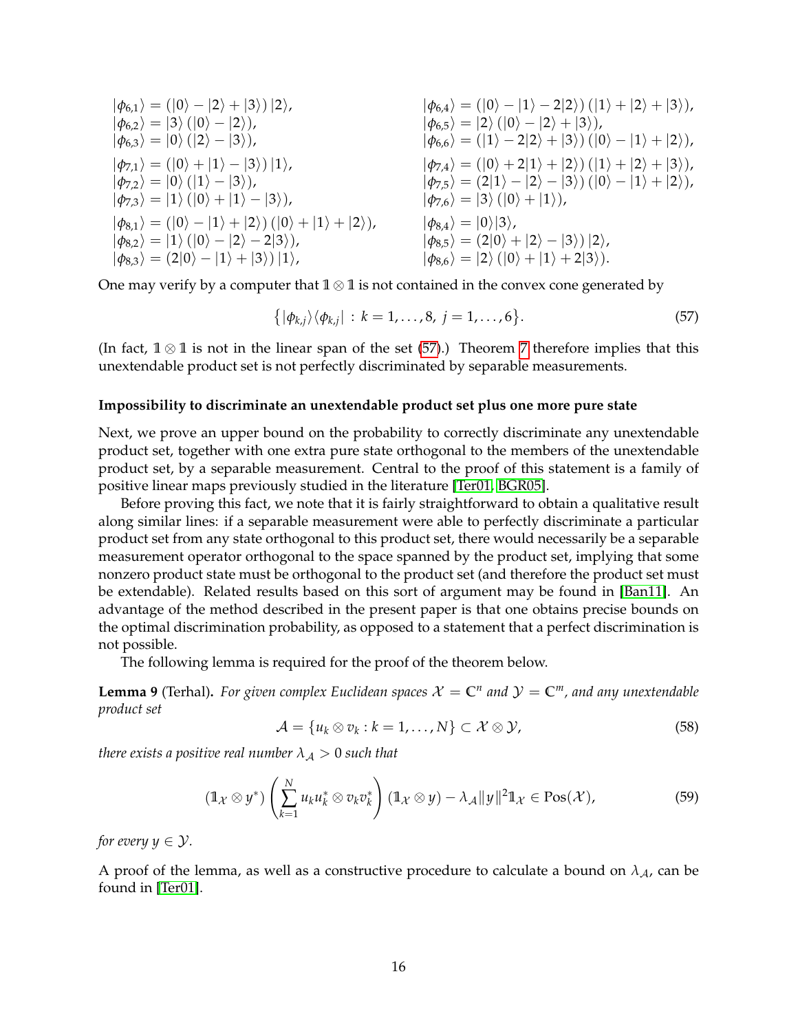$$
\begin{aligned}
|\phi_{6,1}\rangle &= (|0\rangle - |2\rangle + |3\rangle)\,|2\rangle, & |\phi_{6,4}\rangle &= (|0\rangle - |1\rangle - 2|2\rangle)\,(|1\rangle + |2\rangle + |3\rangle),\\
|\phi_{6,2}\rangle &= |3\rangle\,(|0\rangle - |2\rangle), & |\phi_{6,5}\rangle &= |2\rangle\,(|0\rangle - |2\rangle + |3\rangle),\\
|\phi_{6,3}\rangle &= |0\rangle\,(|2\rangle - |3\rangle), & |\phi_{6,6}\rangle &= (|1\rangle - 2|2\rangle + |3\rangle)\,(|0\rangle - |1\rangle + |2\rangle),\\
|\phi_{7,1}\rangle &= (|0\rangle + |1\rangle - |3\rangle)\,|1\rangle, & |\phi_{7,4}\rangle &= (|0\rangle + 2|1\rangle + |2\rangle)\,(|1\rangle + |2\rangle + |3\rangle),\\
|\phi_{7,2}\rangle &= |0\rangle\,(|1\rangle - |3\rangle), & |\phi_{7,5}\rangle &= (2|1\rangle - |2\rangle - |3\rangle)\,(|0\rangle - |1\rangle + |2\rangle),\\
|\phi_{7,3}\rangle &= |1\rangle\,(|0\rangle + |1\rangle - |3\rangle), & |\phi_{7,6}\rangle &= |3\rangle\,(|0\rangle + |1\rangle),\\
|\phi_{8,1}\rangle &= (|0\rangle - |1\rangle + |2\rangle)\,(|0\rangle + |1\rangle + |2\rangle), & |\phi_{8,4}\rangle &= |0\rangle|3\rangle,\\
|\phi_{8,2}\rangle &= |1\rangle\,(|0\rangle - |2\rangle - 2|3\rangle), & |\phi_{8,5}\rangle &= (2|0\rangle + |2\rangle - |3\rangle)\,|2\rangle,\\
|\phi_{8,3}\rangle &= (2|0\rangle - |1\rangle + |3\rangle)\,|1\rangle, & |\phi_{8,6}\rangle &= |2\rangle\,(|0\rangle + |1\rangle + 2|3\rangle).
\end{aligned}
$$

One may verify by a computer that $\mathbb{1} \otimes \mathbb{1}$ is not contained in the convex cone generated by

$$
\big\{ |\phi_{k,j}\rangle\langle\phi_{k,j}| \,:\, k = 1,\ldots,8,\; j = 1,\ldots,6 \big\}. \tag{57}
$$

(In fact, $\mathbb{1} \otimes \mathbb{1}$ is not in the linear span of the set (57).) Theorem 7 therefore implies that this unextendable product set is not perfectly discriminated by separable measurements.

**Impossibility to discriminate an unextendable product set plus one more pure state**

Next, we prove an upper bound on the probability to correctly discriminate any unextendable product set, together with one extra pure state orthogonal to the members of the unextendable product set, by a separable measurement. Central to the proof of this statement is a family of positive linear maps previously studied in the literature [Ter01, BGR05].

Before proving this fact, we note that it is fairly straightforward to obtain a qualitative result along similar lines: if a separable measurement were able to perfectly discriminate a particular product set from any state orthogonal to this product set, there would necessarily be a separable measurement operator orthogonal to the space spanned by the product set, implying that some nonzero product state must be orthogonal to the product set (and therefore the product set must be extendable). Related results based on this sort of argument may be found in [Ban11]. An advantage of the method described in the present paper is that one obtains precise bounds on the optimal discrimination probability, as opposed to a statement that a perfect discrimination is not possible.

The following lemma is required for the proof of the theorem below.

**Lemma 9** (Terhal). *For given complex Euclidean spaces $\mathcal{X} = \mathbb{C}^n$ and $\mathcal{Y} = \mathbb{C}^m$, and any unextendable product set*

$$
\mathcal{A} = \{u_k \otimes v_k : k = 1,\ldots,N\} \subset \mathcal{X} \otimes \mathcal{Y}, \tag{58}
$$

*there exists a positive real number $\lambda_{\mathcal{A}} > 0$ such that*

$$
(\mathbb{1}_{\mathcal{X}} \otimes y^*) \left( \sum_{k=1}^{N} u_k u_k^* \otimes v_k v_k^* \right) (\mathbb{1}_{\mathcal{X}} \otimes y) - \lambda_{\mathcal{A}} \|y\|^2 \mathbb{1}_{\mathcal{X}} \in \operatorname{Pos}(\mathcal{X}), \tag{59}
$$

*for every $y \in \mathcal{Y}$.*

A proof of the lemma, as well as a constructive procedure to calculate a bound on $\lambda_{\mathcal{A}}$, can be found in [Ter01].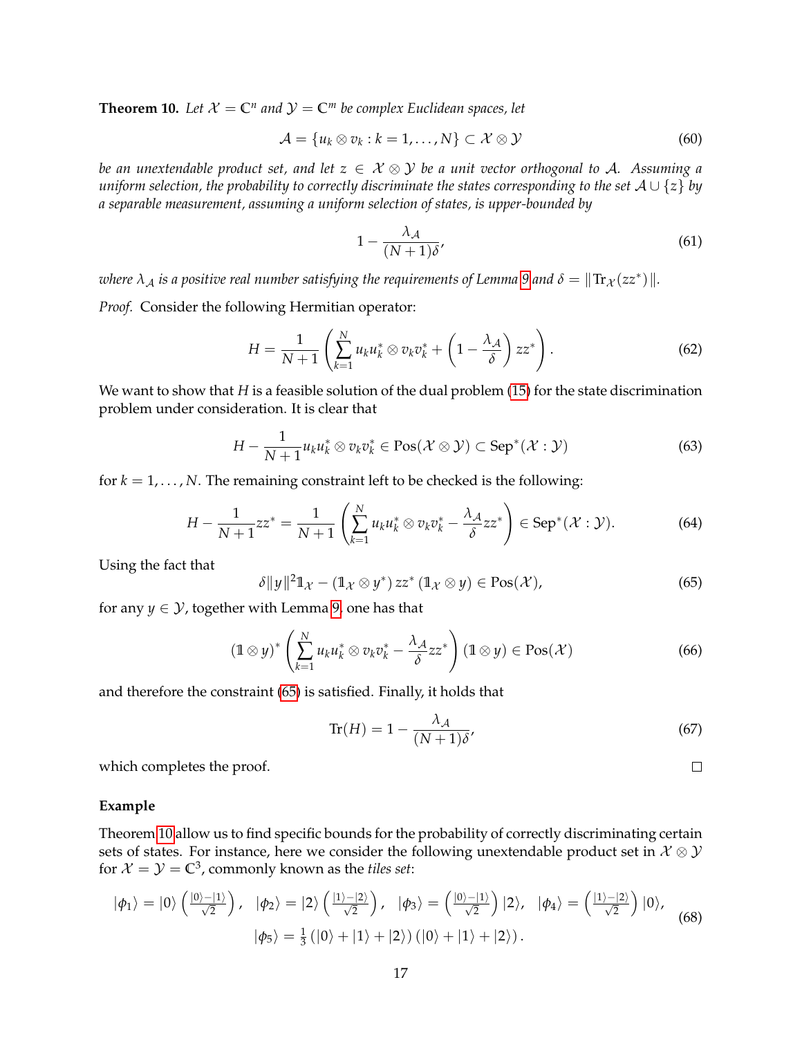**Theorem 10.** *Let $\mathcal{X} = \mathbb{C}^n$ and $\mathcal{Y} = \mathbb{C}^m$ be complex Euclidean spaces, let*

$$\mathcal{A} = \{u_k \otimes v_k : k = 1, \ldots, N\} \subset \mathcal{X} \otimes \mathcal{Y} \tag{60}$$

*be an unextendable product set, and let $z \in \mathcal{X} \otimes \mathcal{Y}$ be a unit vector orthogonal to $\mathcal{A}$. Assuming a uniform selection, the probability to correctly discriminate the states corresponding to the set $\mathcal{A} \cup \{z\}$ by a separable measurement, assuming a uniform selection of states, is upper-bounded by*

$$1 - \frac{\lambda_{\mathcal{A}}}{(N+1)\delta}, \tag{61}$$

*where $\lambda_{\mathcal{A}}$ is a positive real number satisfying the requirements of Lemma 9 and $\delta = \|\operatorname{Tr}_{\mathcal{X}}(zz^*)\|$.*

*Proof.* Consider the following Hermitian operator:

$$H = \frac{1}{N+1}\left(\sum_{k=1}^{N} u_k u_k^* \otimes v_k v_k^* + \left(1 - \frac{\lambda_{\mathcal{A}}}{\delta}\right) zz^*\right). \tag{62}$$

We want to show that $H$ is a feasible solution of the dual problem (15) for the state discrimination problem under consideration. It is clear that

$$H - \frac{1}{N+1} u_k u_k^* \otimes v_k v_k^* \in \operatorname{Pos}(\mathcal{X} \otimes \mathcal{Y}) \subset \operatorname{Sep}^*(\mathcal{X} : \mathcal{Y}) \tag{63}$$

for $k = 1, \ldots, N$. The remaining constraint left to be checked is the following:

$$H - \frac{1}{N+1} zz^* = \frac{1}{N+1}\left(\sum_{k=1}^{N} u_k u_k^* \otimes v_k v_k^* - \frac{\lambda_{\mathcal{A}}}{\delta} zz^*\right) \in \operatorname{Sep}^*(\mathcal{X} : \mathcal{Y}). \tag{64}$$

Using the fact that

$$\delta \|y\|^2 \mathbb{1}_{\mathcal{X}} - (\mathbb{1}_{\mathcal{X}} \otimes y^*)\, zz^*\, (\mathbb{1}_{\mathcal{X}} \otimes y) \in \operatorname{Pos}(\mathcal{X}), \tag{65}$$

for any $y \in \mathcal{Y}$, together with Lemma 9, one has that

$$(\mathbb{1} \otimes y)^* \left(\sum_{k=1}^{N} u_k u_k^* \otimes v_k v_k^* - \frac{\lambda_{\mathcal{A}}}{\delta} zz^*\right) (\mathbb{1} \otimes y) \in \operatorname{Pos}(\mathcal{X}) \tag{66}$$

and therefore the constraint (65) is satisfied. Finally, it holds that

$$\operatorname{Tr}(H) = 1 - \frac{\lambda_{\mathcal{A}}}{(N+1)\delta}, \tag{67}$$

which completes the proof. □

**Example**

Theorem 10 allow us to find specific bounds for the probability of correctly discriminating certain sets of states. For instance, here we consider the following unextendable product set in $\mathcal{X} \otimes \mathcal{Y}$ for $\mathcal{X} = \mathcal{Y} = \mathbb{C}^3$, commonly known as the *tiles set*:

$$\begin{gathered}
|\phi_1\rangle = |0\rangle\left(\tfrac{|0\rangle - |1\rangle}{\sqrt{2}}\right), \quad |\phi_2\rangle = |2\rangle\left(\tfrac{|1\rangle - |2\rangle}{\sqrt{2}}\right), \quad |\phi_3\rangle = \left(\tfrac{|0\rangle - |1\rangle}{\sqrt{2}}\right)|2\rangle, \quad |\phi_4\rangle = \left(\tfrac{|1\rangle - |2\rangle}{\sqrt{2}}\right)|0\rangle, \\
|\phi_5\rangle = \tfrac{1}{3}\left(|0\rangle + |1\rangle + |2\rangle\right)\left(|0\rangle + |1\rangle + |2\rangle\right).
\end{gathered} \tag{68}$$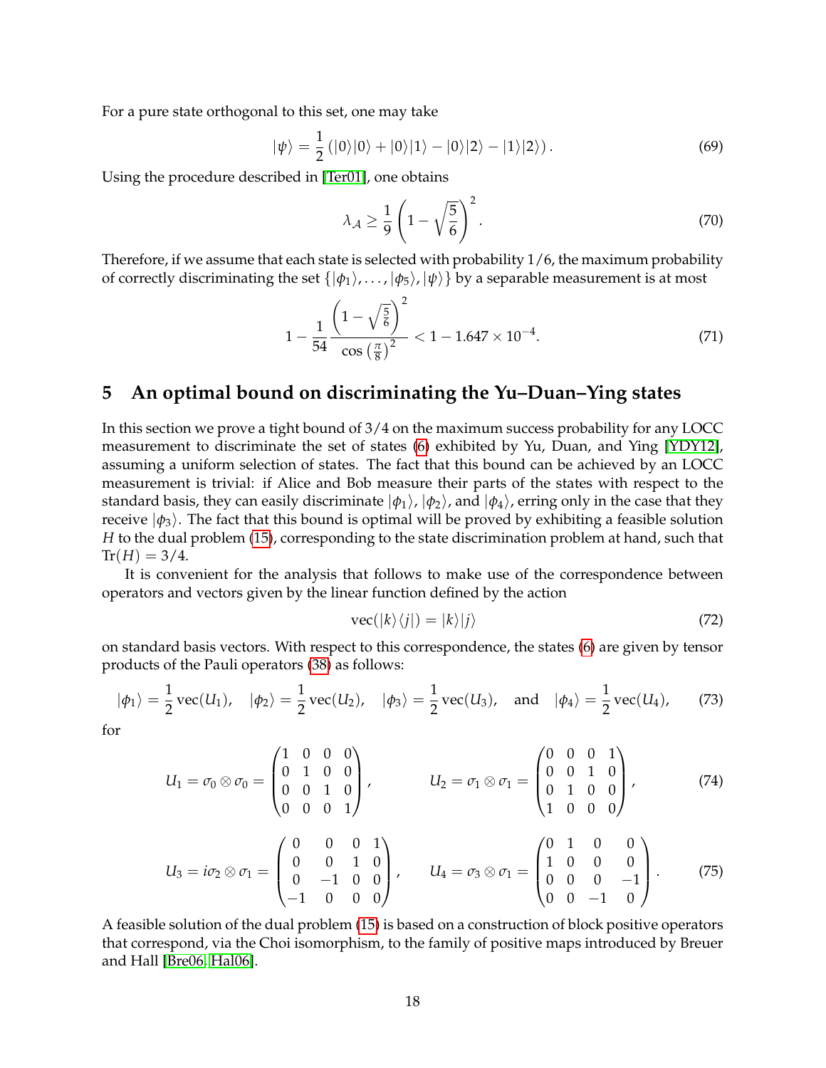For a pure state orthogonal to this set, one may take

$$|\psi\rangle = \frac{1}{2}\left(|0\rangle|0\rangle + |0\rangle|1\rangle - |0\rangle|2\rangle - |1\rangle|2\rangle\right). \tag{69}$$

Using the procedure described in [Ter01], one obtains

$$\lambda_{\mathcal{A}} \geq \frac{1}{9}\left(1 - \sqrt{\frac{5}{6}}\right)^2. \tag{70}$$

Therefore, if we assume that each state is selected with probability $1/6$, the maximum probability of correctly discriminating the set $\{|\phi_1\rangle, \ldots, |\phi_5\rangle, |\psi\rangle\}$ by a separable measurement is at most

$$1 - \frac{1}{54}\frac{\left(1 - \sqrt{\frac{5}{6}}\right)^2}{\cos\left(\frac{\pi}{8}\right)^2} < 1 - 1.647 \times 10^{-4}. \tag{71}$$

## 5 An optimal bound on discriminating the Yu–Duan–Ying states

In this section we prove a tight bound of $3/4$ on the maximum success probability for any LOCC measurement to discriminate the set of states (6) exhibited by Yu, Duan, and Ying [YDY12], assuming a uniform selection of states. The fact that this bound can be achieved by an LOCC measurement is trivial: if Alice and Bob measure their parts of the states with respect to the standard basis, they can easily discriminate $|\phi_1\rangle$, $|\phi_2\rangle$, and $|\phi_4\rangle$, erring only in the case that they receive $|\phi_3\rangle$. The fact that this bound is optimal will be proved by exhibiting a feasible solution $H$ to the dual problem (15), corresponding to the state discrimination problem at hand, such that $\text{Tr}(H) = 3/4$.

It is convenient for the analysis that follows to make use of the correspondence between operators and vectors given by the linear function defined by the action

$$\text{vec}(|k\rangle\langle j|) = |k\rangle|j\rangle \tag{72}$$

on standard basis vectors. With respect to this correspondence, the states (6) are given by tensor products of the Pauli operators (38) as follows:

$$|\phi_1\rangle = \frac{1}{2}\,\text{vec}(U_1), \quad |\phi_2\rangle = \frac{1}{2}\,\text{vec}(U_2), \quad |\phi_3\rangle = \frac{1}{2}\,\text{vec}(U_3), \quad \text{and} \quad |\phi_4\rangle = \frac{1}{2}\,\text{vec}(U_4), \tag{73}$$

for

$$U_1 = \sigma_0 \otimes \sigma_0 = \begin{pmatrix} 1 & 0 & 0 & 0 \\ 0 & 1 & 0 & 0 \\ 0 & 0 & 1 & 0 \\ 0 & 0 & 0 & 1 \end{pmatrix}, \qquad U_2 = \sigma_1 \otimes \sigma_1 = \begin{pmatrix} 0 & 0 & 0 & 1 \\ 0 & 0 & 1 & 0 \\ 0 & 1 & 0 & 0 \\ 1 & 0 & 0 & 0 \end{pmatrix}, \tag{74}$$

$$U_3 = i\sigma_2 \otimes \sigma_1 = \begin{pmatrix} 0 & 0 & 0 & 1 \\ 0 & 0 & 1 & 0 \\ 0 & -1 & 0 & 0 \\ -1 & 0 & 0 & 0 \end{pmatrix}, \qquad U_4 = \sigma_3 \otimes \sigma_1 = \begin{pmatrix} 0 & 1 & 0 & 0 \\ 1 & 0 & 0 & 0 \\ 0 & 0 & 0 & -1 \\ 0 & 0 & -1 & 0 \end{pmatrix}. \tag{75}$$

A feasible solution of the dual problem (15) is based on a construction of block positive operators that correspond, via the Choi isomorphism, to the family of positive maps introduced by Breuer and Hall [Bre06, Hal06].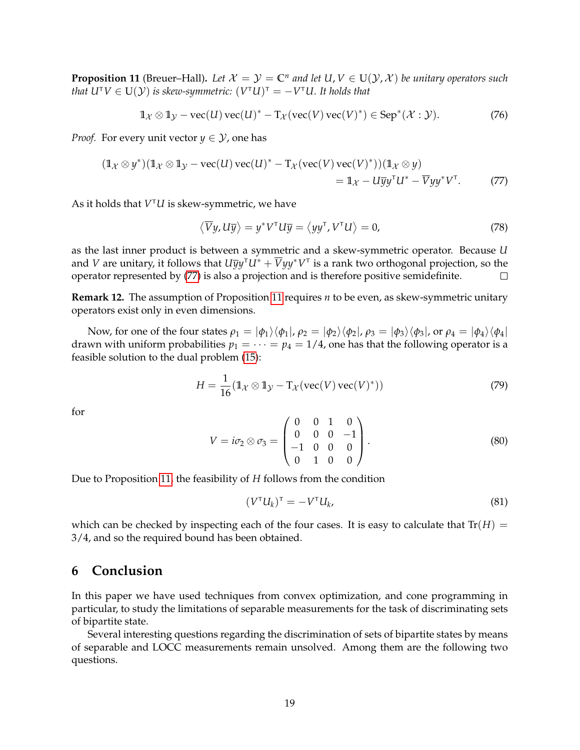**Proposition 11** (Breuer–Hall). *Let $\mathcal{X} = \mathcal{Y} = \mathbb{C}^n$ and let $U, V \in \mathrm{U}(\mathcal{Y}, \mathcal{X})$ be unitary operators such that $U^{\mathsf{T}} V \in \mathrm{U}(\mathcal{Y})$ is skew-symmetric: $(V^{\mathsf{T}} U)^{\mathsf{T}} = -V^{\mathsf{T}} U$. It holds that*

$$\mathbb{1}_{\mathcal{X}} \otimes \mathbb{1}_{\mathcal{Y}} - \operatorname{vec}(U) \operatorname{vec}(U)^* - \mathrm{T}_{\mathcal{X}}(\operatorname{vec}(V) \operatorname{vec}(V)^*) \in \operatorname{Sep}^*(\mathcal{X} : \mathcal{Y}). \tag{76}$$

*Proof.* For every unit vector $y \in \mathcal{Y}$, one has

$$(\mathbb{1}_{\mathcal{X}} \otimes y^*)(\mathbb{1}_{\mathcal{X}} \otimes \mathbb{1}_{\mathcal{Y}} - \operatorname{vec}(U) \operatorname{vec}(U)^* - \mathrm{T}_{\mathcal{X}}(\operatorname{vec}(V) \operatorname{vec}(V)^*))(\mathbb{1}_{\mathcal{X}} \otimes y) \\ = \mathbb{1}_{\mathcal{X}} - U\overline{y}y^{\mathsf{T}}U^* - \overline{V}yy^*V^{\mathsf{T}}. \tag{77}$$

As it holds that $V^{\mathsf{T}}U$ is skew-symmetric, we have

$$\langle \overline{V}y, U\overline{y} \rangle = y^* V^{\mathsf{T}} U \overline{y} = \langle yy^{\mathsf{T}}, V^{\mathsf{T}} U \rangle = 0, \tag{78}$$

as the last inner product is between a symmetric and a skew-symmetric operator. Because $U$ and $V$ are unitary, it follows that $U\overline{y}y^{\mathsf{T}}U^* + \overline{V}yy^*V^{\mathsf{T}}$ is a rank two orthogonal projection, so the operator represented by (77) is also a projection and is therefore positive semidefinite. □

**Remark 12.** The assumption of Proposition 11 requires $n$ to be even, as skew-symmetric unitary operators exist only in even dimensions.

Now, for one of the four states $\rho_1 = |\phi_1\rangle\langle\phi_1|$, $\rho_2 = |\phi_2\rangle\langle\phi_2|$, $\rho_3 = |\phi_3\rangle\langle\phi_3|$, or $\rho_4 = |\phi_4\rangle\langle\phi_4|$ drawn with uniform probabilities $p_1 = \cdots = p_4 = 1/4$, one has that the following operator is a feasible solution to the dual problem (15):

$$H = \frac{1}{16}(\mathbb{1}_{\mathcal{X}} \otimes \mathbb{1}_{\mathcal{Y}} - \mathrm{T}_{\mathcal{X}}(\operatorname{vec}(V) \operatorname{vec}(V)^*)) \tag{79}$$

for

$$V = i\sigma_2 \otimes \sigma_3 = \begin{pmatrix} 0 & 0 & 1 & 0 \\ 0 & 0 & 0 & -1 \\ -1 & 0 & 0 & 0 \\ 0 & 1 & 0 & 0 \end{pmatrix}. \tag{80}$$

Due to Proposition 11, the feasibility of $H$ follows from the condition

$$(V^{\mathsf{T}} U_k)^{\mathsf{T}} = -V^{\mathsf{T}} U_k, \tag{81}$$

which can be checked by inspecting each of the four cases. It is easy to calculate that $\operatorname{Tr}(H) = 3/4$, and so the required bound has been obtained.

## 6 Conclusion

In this paper we have used techniques from convex optimization, and cone programming in particular, to study the limitations of separable measurements for the task of discriminating sets of bipartite state.

Several interesting questions regarding the discrimination of sets of bipartite states by means of separable and LOCC measurements remain unsolved. Among them are the following two questions.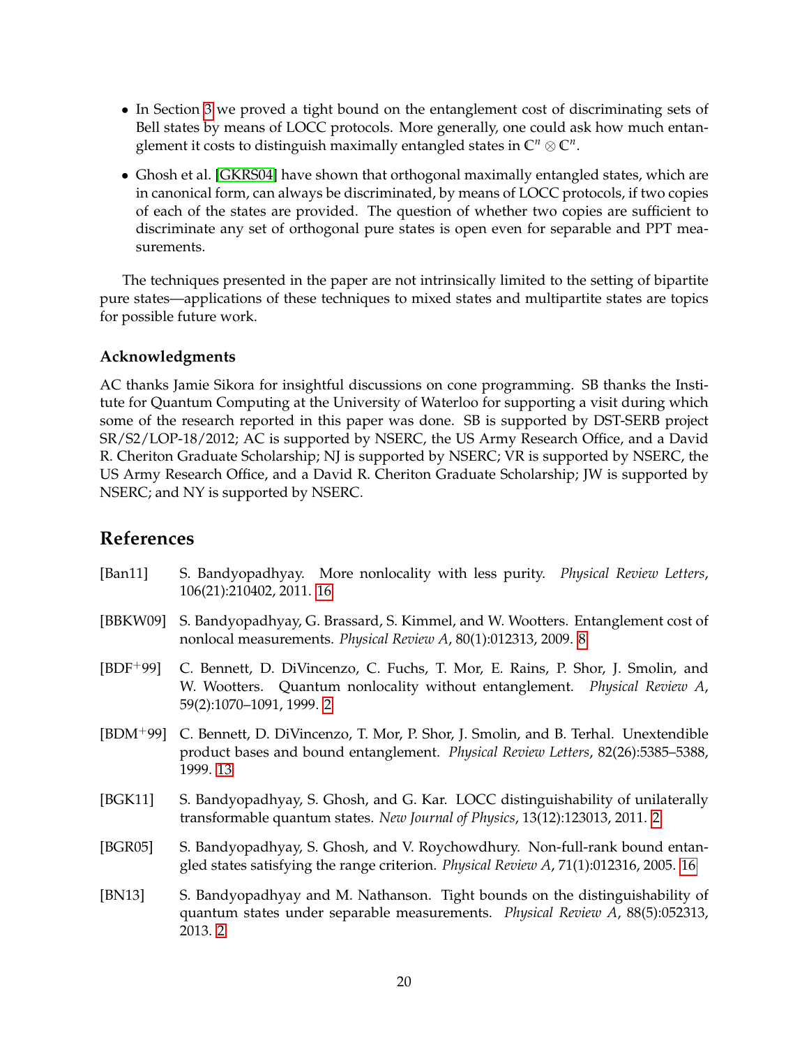- In Section 3 we proved a tight bound on the entanglement cost of discriminating sets of Bell states by means of LOCC protocols. More generally, one could ask how much entanglement it costs to distinguish maximally entangled states in $\mathbb{C}^n \otimes \mathbb{C}^n$.
- Ghosh et al. [GKRS04] have shown that orthogonal maximally entangled states, which are in canonical form, can always be discriminated, by means of LOCC protocols, if two copies of each of the states are provided. The question of whether two copies are sufficient to discriminate any set of orthogonal pure states is open even for separable and PPT measurements.

The techniques presented in the paper are not intrinsically limited to the setting of bipartite pure states—applications of these techniques to mixed states and multipartite states are topics for possible future work.

### Acknowledgments

AC thanks Jamie Sikora for insightful discussions on cone programming. SB thanks the Institute for Quantum Computing at the University of Waterloo for supporting a visit during which some of the research reported in this paper was done. SB is supported by DST-SERB project SR/S2/LOP-18/2012; AC is supported by NSERC, the US Army Research Office, and a David R. Cheriton Graduate Scholarship; NJ is supported by NSERC; VR is supported by NSERC, the US Army Research Office, and a David R. Cheriton Graduate Scholarship; JW is supported by NSERC; and NY is supported by NSERC.

## References

[Ban11] S. Bandyopadhyay. More nonlocality with less purity. *Physical Review Letters*, 106(21):210402, 2011. 16

[BBKW09] S. Bandyopadhyay, G. Brassard, S. Kimmel, and W. Wootters. Entanglement cost of nonlocal measurements. *Physical Review A*, 80(1):012313, 2009. 8

[BDF+99] C. Bennett, D. DiVincenzo, C. Fuchs, T. Mor, E. Rains, P. Shor, J. Smolin, and W. Wootters. Quantum nonlocality without entanglement. *Physical Review A*, 59(2):1070–1091, 1999. 2

[BDM+99] C. Bennett, D. DiVincenzo, T. Mor, P. Shor, J. Smolin, and B. Terhal. Unextendible product bases and bound entanglement. *Physical Review Letters*, 82(26):5385–5388, 1999. 13

[BGK11] S. Bandyopadhyay, S. Ghosh, and G. Kar. LOCC distinguishability of unilaterally transformable quantum states. *New Journal of Physics*, 13(12):123013, 2011. 2

[BGR05] S. Bandyopadhyay, S. Ghosh, and V. Roychowdhury. Non-full-rank bound entangled states satisfying the range criterion. *Physical Review A*, 71(1):012316, 2005. 16

[BN13] S. Bandyopadhyay and M. Nathanson. Tight bounds on the distinguishability of quantum states under separable measurements. *Physical Review A*, 88(5):052313, 2013. 2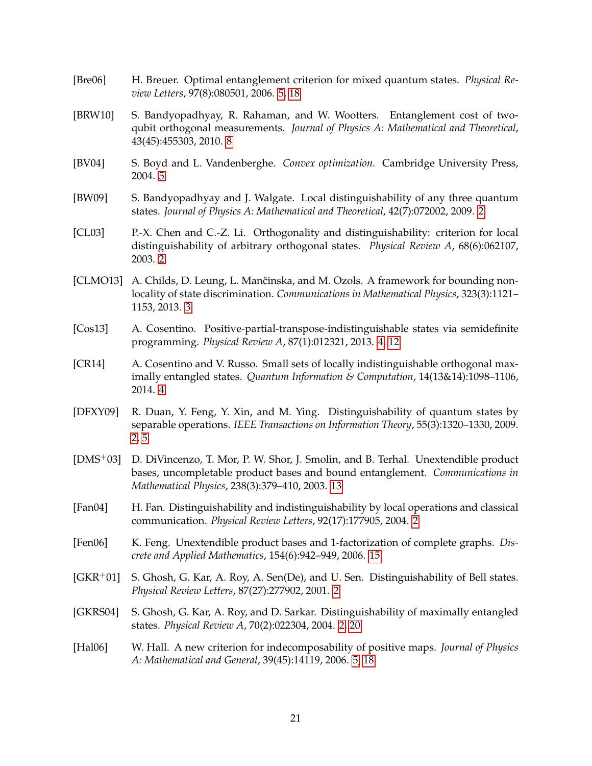[Bre06] H. Breuer. Optimal entanglement criterion for mixed quantum states. *Physical Review Letters*, 97(8):080501, 2006. 5, 18

[BRW10] S. Bandyopadhyay, R. Rahaman, and W. Wootters. Entanglement cost of two-qubit orthogonal measurements. *Journal of Physics A: Mathematical and Theoretical*, 43(45):455303, 2010. 8

[BV04] S. Boyd and L. Vandenberghe. *Convex optimization*. Cambridge University Press, 2004. 5

[BW09] S. Bandyopadhyay and J. Walgate. Local distinguishability of any three quantum states. *Journal of Physics A: Mathematical and Theoretical*, 42(7):072002, 2009. 2

[CL03] P.-X. Chen and C.-Z. Li. Orthogonality and distinguishability: criterion for local distinguishability of arbitrary orthogonal states. *Physical Review A*, 68(6):062107, 2003. 2

[CLMO13] A. Childs, D. Leung, L. Mančinska, and M. Ozols. A framework for bounding nonlocality of state discrimination. *Communications in Mathematical Physics*, 323(3):1121–1153, 2013. 3

[Cos13] A. Cosentino. Positive-partial-transpose-indistinguishable states via semidefinite programming. *Physical Review A*, 87(1):012321, 2013. 4, 12

[CR14] A. Cosentino and V. Russo. Small sets of locally indistinguishable orthogonal maximally entangled states. *Quantum Information & Computation*, 14(13&14):1098–1106, 2014. 4

[DFXY09] R. Duan, Y. Feng, Y. Xin, and M. Ying. Distinguishability of quantum states by separable operations. *IEEE Transactions on Information Theory*, 55(3):1320–1330, 2009. 2, 5

[DMS+03] D. DiVincenzo, T. Mor, P. W. Shor, J. Smolin, and B. Terhal. Unextendible product bases, uncompletable product bases and bound entanglement. *Communications in Mathematical Physics*, 238(3):379–410, 2003. 13

[Fan04] H. Fan. Distinguishability and indistinguishability by local operations and classical communication. *Physical Review Letters*, 92(17):177905, 2004. 2

[Fen06] K. Feng. Unextendible product bases and 1-factorization of complete graphs. *Discrete and Applied Mathematics*, 154(6):942–949, 2006. 15

[GKR+01] S. Ghosh, G. Kar, A. Roy, A. Sen(De), and U. Sen. Distinguishability of Bell states. *Physical Review Letters*, 87(27):277902, 2001. 2

[GKRS04] S. Ghosh, G. Kar, A. Roy, and D. Sarkar. Distinguishability of maximally entangled states. *Physical Review A*, 70(2):022304, 2004. 2, 20

[Hal06] W. Hall. A new criterion for indecomposability of positive maps. *Journal of Physics A: Mathematical and General*, 39(45):14119, 2006. 5, 18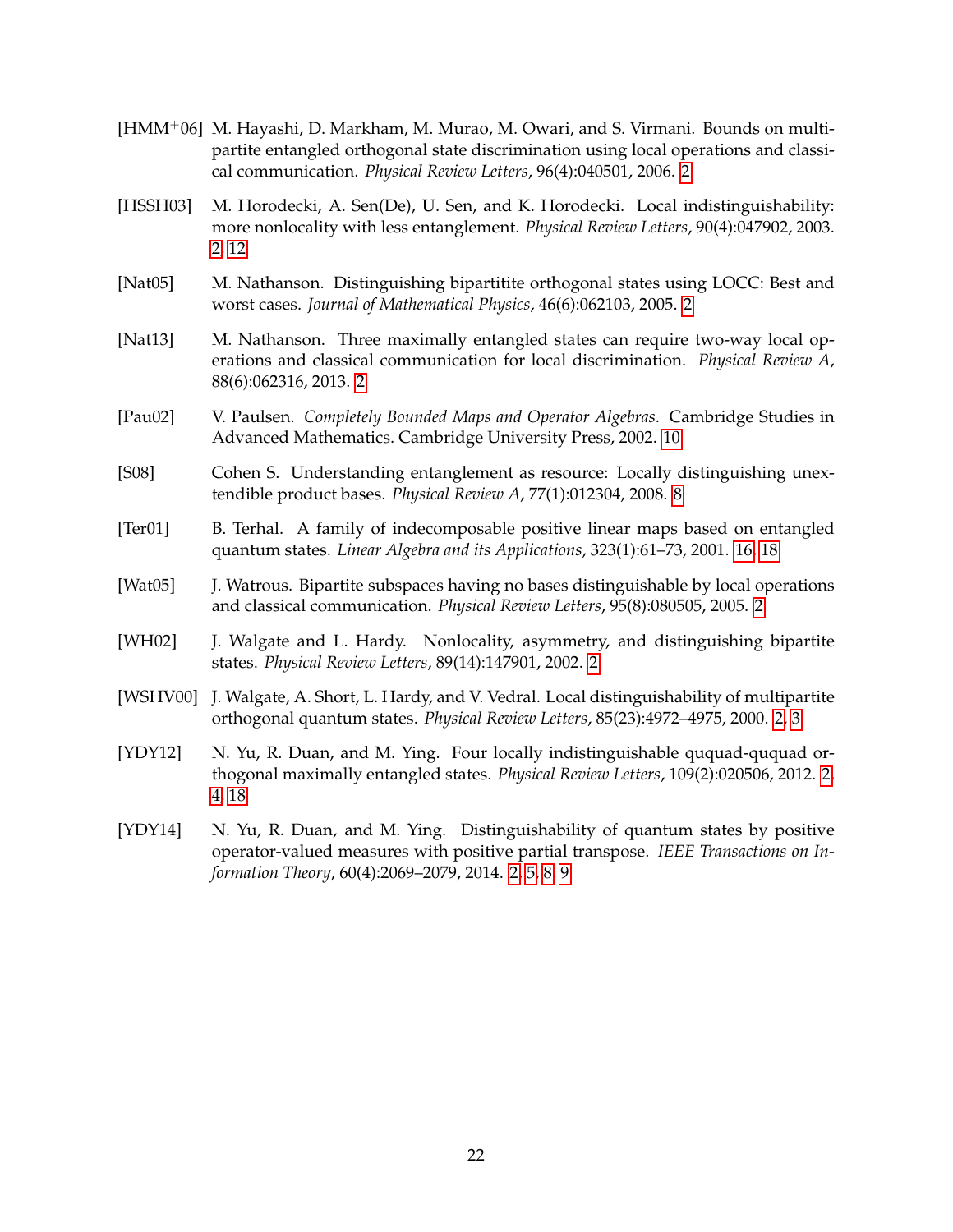[HMM+06] M. Hayashi, D. Markham, M. Murao, M. Owari, and S. Virmani. Bounds on multipartite entangled orthogonal state discrimination using local operations and classical communication. *Physical Review Letters*, 96(4):040501, 2006. 2

[HSSH03] M. Horodecki, A. Sen(De), U. Sen, and K. Horodecki. Local indistinguishability: more nonlocality with less entanglement. *Physical Review Letters*, 90(4):047902, 2003. 2, 12

[Nat05] M. Nathanson. Distinguishing bipartitite orthogonal states using LOCC: Best and worst cases. *Journal of Mathematical Physics*, 46(6):062103, 2005. 2

[Nat13] M. Nathanson. Three maximally entangled states can require two-way local operations and classical communication for local discrimination. *Physical Review A*, 88(6):062316, 2013. 2

[Pau02] V. Paulsen. *Completely Bounded Maps and Operator Algebras*. Cambridge Studies in Advanced Mathematics. Cambridge University Press, 2002. 10

[S08] Cohen S. Understanding entanglement as resource: Locally distinguishing unextendible product bases. *Physical Review A*, 77(1):012304, 2008. 8

[Ter01] B. Terhal. A family of indecomposable positive linear maps based on entangled quantum states. *Linear Algebra and its Applications*, 323(1):61–73, 2001. 16, 18

[Wat05] J. Watrous. Bipartite subspaces having no bases distinguishable by local operations and classical communication. *Physical Review Letters*, 95(8):080505, 2005. 2

[WH02] J. Walgate and L. Hardy. Nonlocality, asymmetry, and distinguishing bipartite states. *Physical Review Letters*, 89(14):147901, 2002. 2

[WSHV00] J. Walgate, A. Short, L. Hardy, and V. Vedral. Local distinguishability of multipartite orthogonal quantum states. *Physical Review Letters*, 85(23):4972–4975, 2000. 2, 3

[YDY12] N. Yu, R. Duan, and M. Ying. Four locally indistinguishable ququad-ququad orthogonal maximally entangled states. *Physical Review Letters*, 109(2):020506, 2012. 2, 4, 18

[YDY14] N. Yu, R. Duan, and M. Ying. Distinguishability of quantum states by positive operator-valued measures with positive partial transpose. *IEEE Transactions on Information Theory*, 60(4):2069–2079, 2014. 2, 5, 8, 9